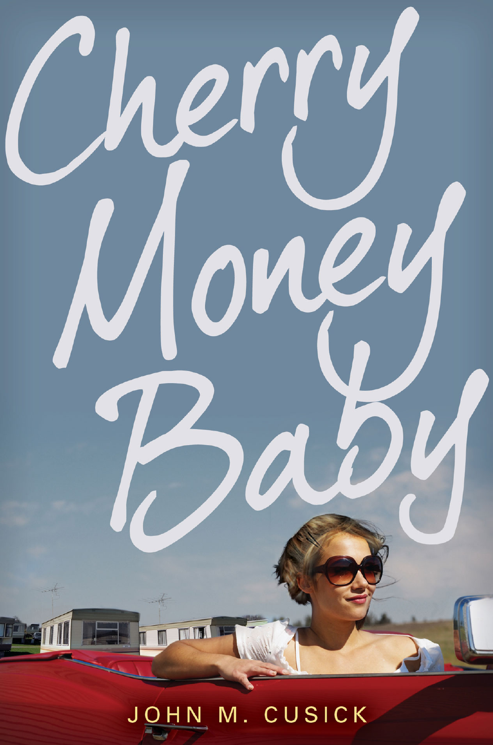# Cherry Money Baby

JOHN M. CUSICK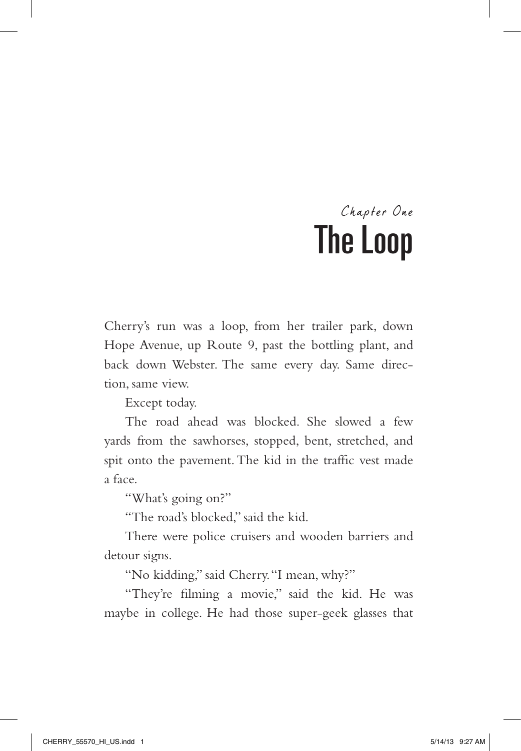*Chapter One*

# The Loop

Cherry's run was a loop, from her trailer park, down Hope Avenue, up Route 9, past the bottling plant, and back down Webster. The same every day. Same direction, same view.

Except today.

The road ahead was blocked. She slowed a few yards from the sawhorses, stopped, bent, stretched, and spit onto the pavement. The kid in the traffic vest made a face.

"What's going on?"

"The road's blocked," said the kid.

There were police cruisers and wooden barriers and detour signs.

"No kidding," said Cherry. "I mean, why?"

"They're filming a movie," said the kid. He was maybe in college. He had those super-geek glasses that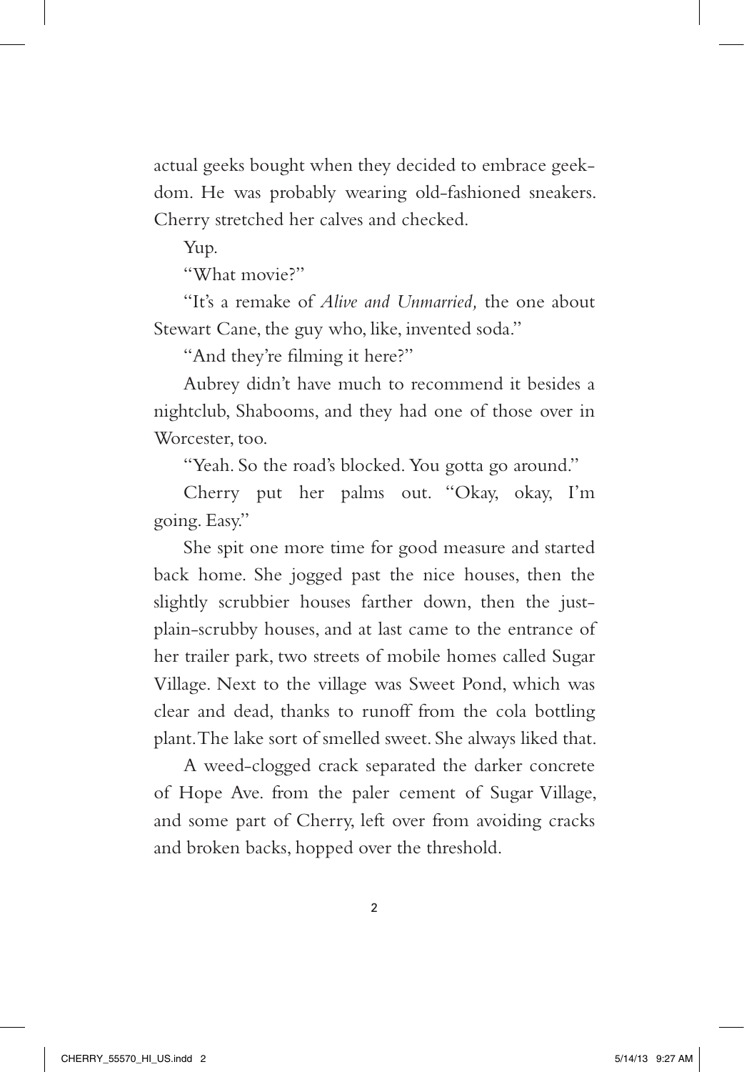actual geeks bought when they decided to embrace geekdom. He was probably wearing old-fashioned sneakers. Cherry stretched her calves and checked.

Yup.

"What movie?"

"It's a remake of *Alive and Unmarried,* the one about Stewart Cane, the guy who, like, invented soda."

"And they're filming it here?"

Aubrey didn't have much to recommend it besides a nightclub, Shabooms, and they had one of those over in Worcester, too.

"Yeah. So the road's blocked. You gotta go around."

Cherry put her palms out. "Okay, okay, I'm going. Easy."

She spit one more time for good measure and started back home. She jogged past the nice houses, then the slightly scrubbier houses farther down, then the just-plain-scrubby houses, and at last came to the entrance of her trailer park, two streets of mobile homes called Sugar Village. Next to the village was Sweet Pond, which was clear and dead, thanks to runoff from the cola bottling plant. The lake sort of smelled sweet. She always liked that.

A weed-clogged crack separated the darker concrete of Hope Ave. from the paler cement of Sugar Village, and some part of Cherry, left over from avoiding cracks and broken backs, hopped over the threshold.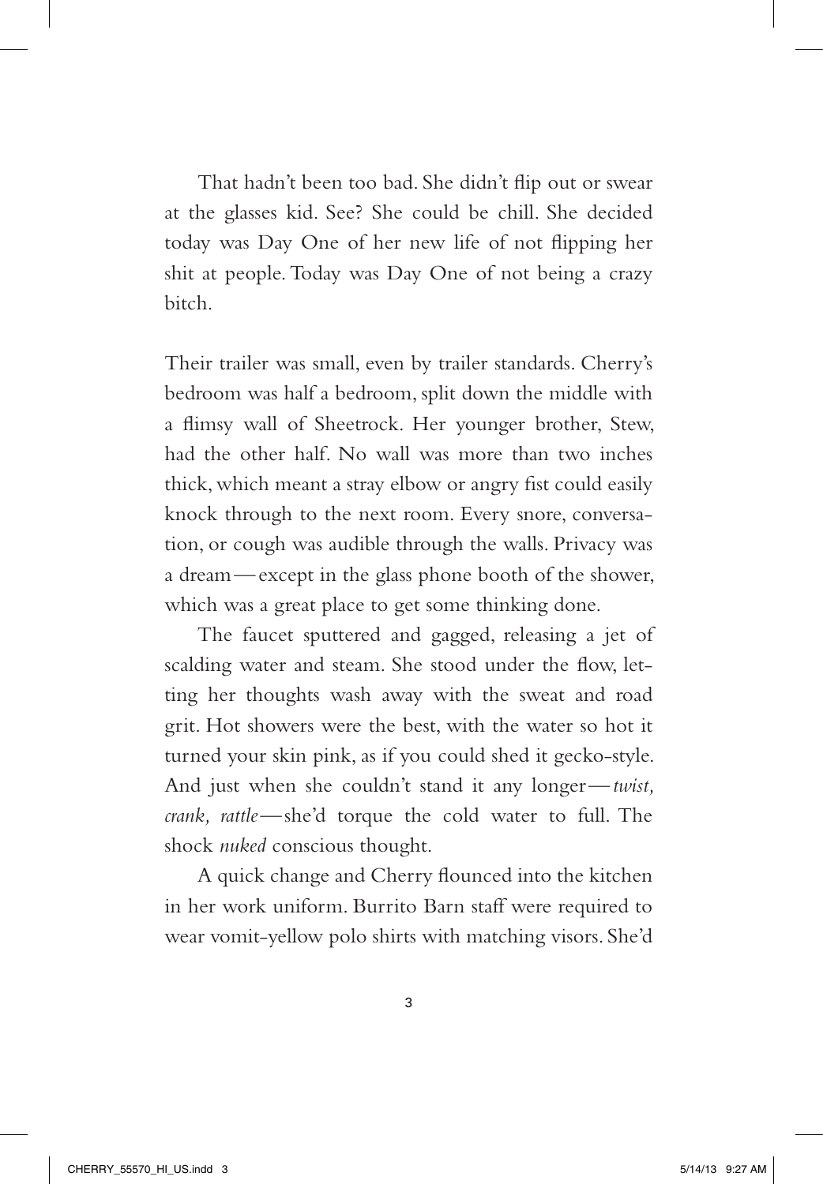That hadn't been too bad. She didn't flip out or swear at the glasses kid. See? She could be chill. She decided today was Day One of her new life of not flipping her shit at people. Today was Day One of not being a crazy bitch.

Their trailer was small, even by trailer standards. Cherry's bedroom was half a bedroom, split down the middle with a flimsy wall of Sheetrock. Her younger brother, Stew, had the other half. No wall was more than two inches thick, which meant a stray elbow or angry fist could easily knock through to the next room. Every snore, conversation, or cough was audible through the walls. Privacy was a dream—except in the glass phone booth of the shower, which was a great place to get some thinking done.

The faucet sputtered and gagged, releasing a jet of scalding water and steam. She stood under the flow, letting her thoughts wash away with the sweat and road grit. Hot showers were the best, with the water so hot it turned your skin pink, as if you could shed it gecko-style. And just when she couldn't stand it any longer—*twist, crank, rattle*—she'd torque the cold water to full. The shock *nuked* conscious thought.

A quick change and Cherry flounced into the kitchen in her work uniform. Burrito Barn staff were required to wear vomit-yellow polo shirts with matching visors. She'd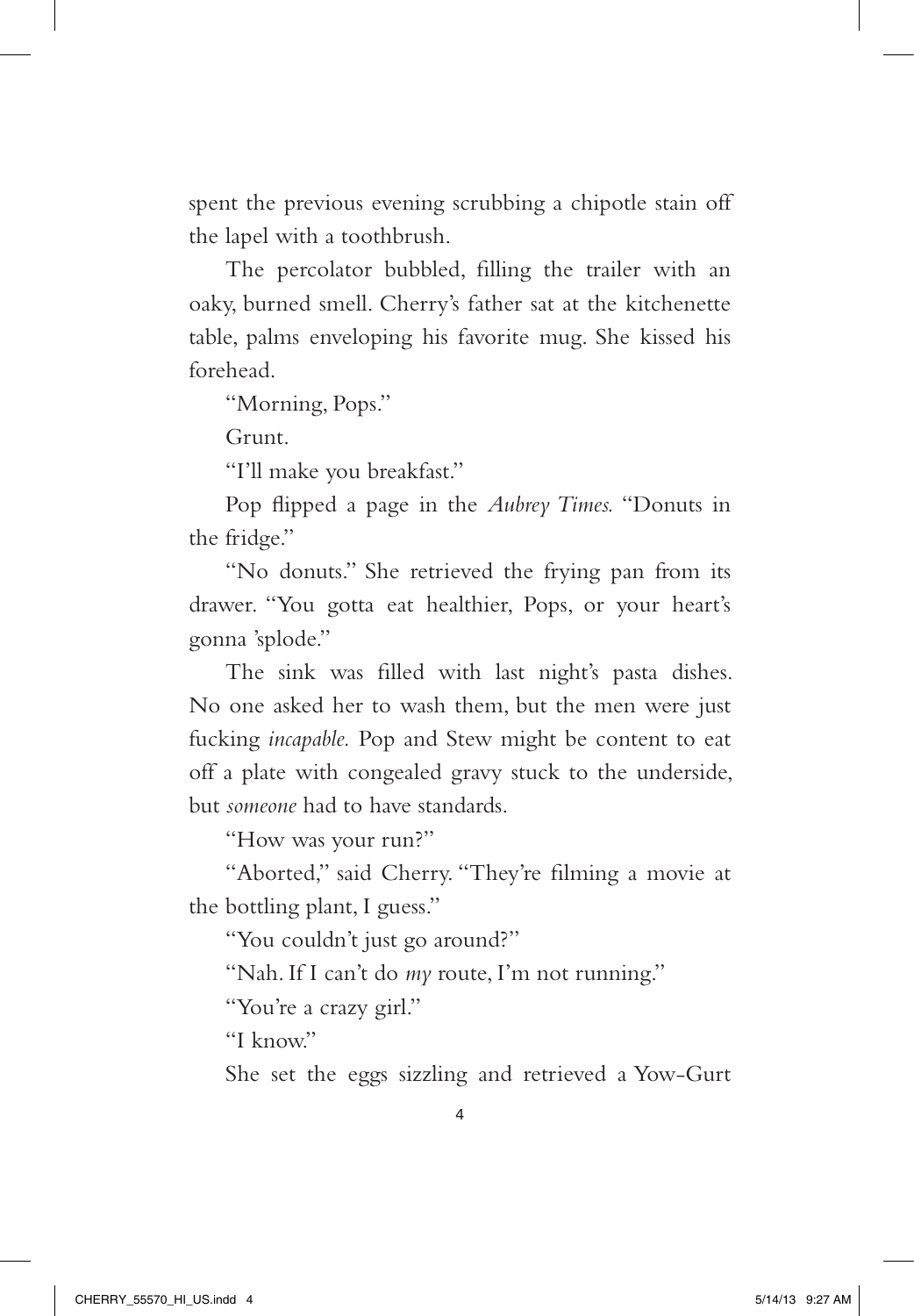spent the previous evening scrubbing a chipotle stain off the lapel with a toothbrush.

The percolator bubbled, filling the trailer with an oaky, burned smell. Cherry's father sat at the kitchenette table, palms enveloping his favorite mug. She kissed his forehead.

"Morning, Pops."

Grunt.

"I'll make you breakfast."

Pop flipped a page in the *Aubrey Times.* "Donuts in the fridge."

"No donuts." She retrieved the frying pan from its drawer. "You gotta eat healthier, Pops, or your heart's gonna 'splode."

The sink was filled with last night's pasta dishes. No one asked her to wash them, but the men were just fucking *incapable.* Pop and Stew might be content to eat off a plate with congealed gravy stuck to the underside, but *someone* had to have standards.

"How was your run?"

"Aborted," said Cherry. "They're filming a movie at the bottling plant, I guess."

"You couldn't just go around?"

"Nah. If I can't do *my* route, I'm not running."

"You're a crazy girl."

"I know."

She set the eggs sizzling and retrieved a Yow-Gurt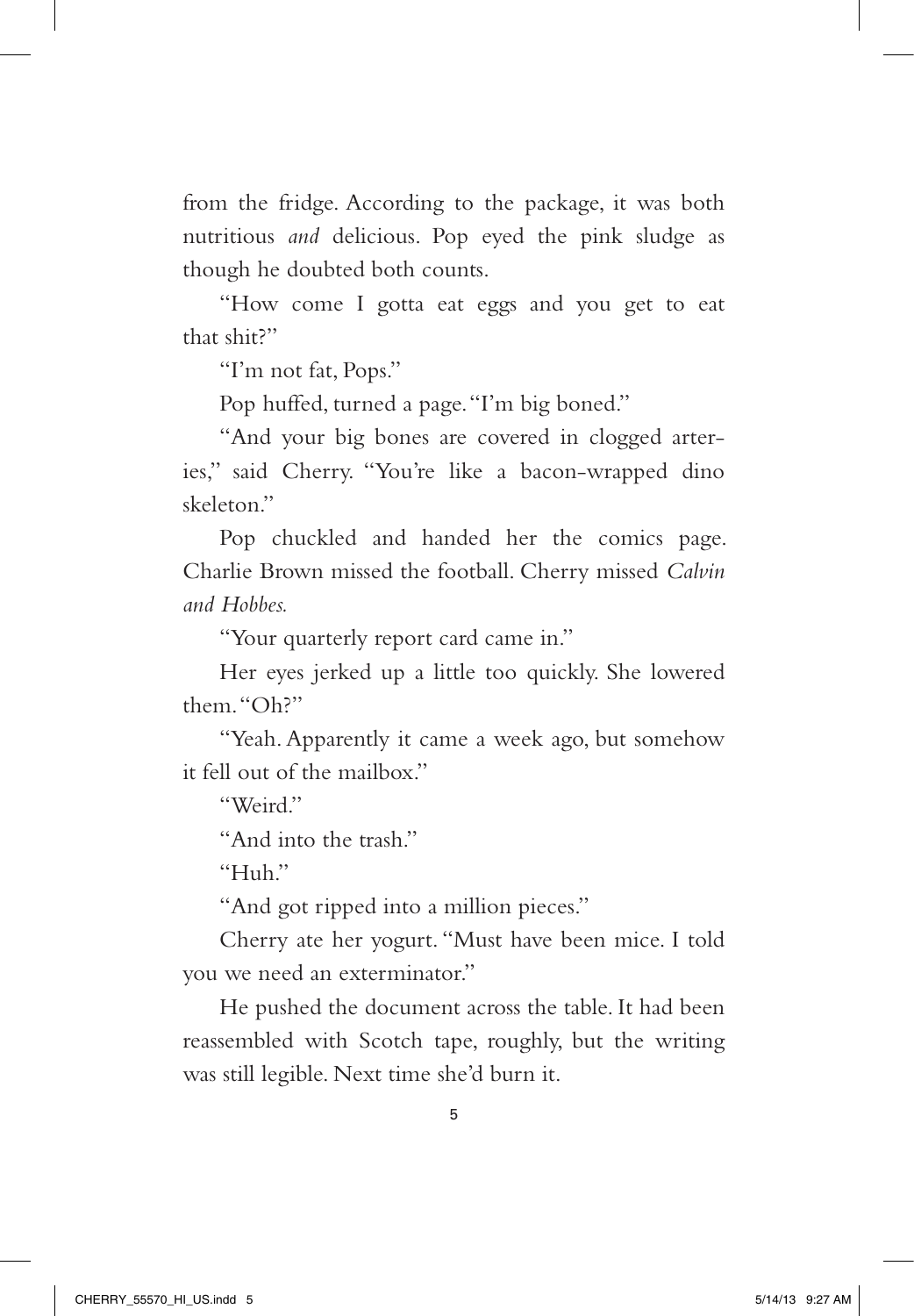from the fridge. According to the package, it was both nutritious *and* delicious. Pop eyed the pink sludge as though he doubted both counts.

"How come I gotta eat eggs and you get to eat that shit?"

"I'm not fat, Pops."

Pop huffed, turned a page. "I'm big boned."

"And your big bones are covered in clogged arteries," said Cherry. "You're like a bacon-wrapped dino skeleton."

Pop chuckled and handed her the comics page. Charlie Brown missed the football. Cherry missed *Calvin and Hobbes.*

"Your quarterly report card came in."

Her eyes jerked up a little too quickly. She lowered them. "Oh?"

"Yeah. Apparently it came a week ago, but somehow it fell out of the mailbox."

"Weird."

"And into the trash."

"Huh."

"And got ripped into a million pieces."

Cherry ate her yogurt. "Must have been mice. I told you we need an exterminator."

He pushed the document across the table. It had been reassembled with Scotch tape, roughly, but the writing was still legible. Next time she'd burn it.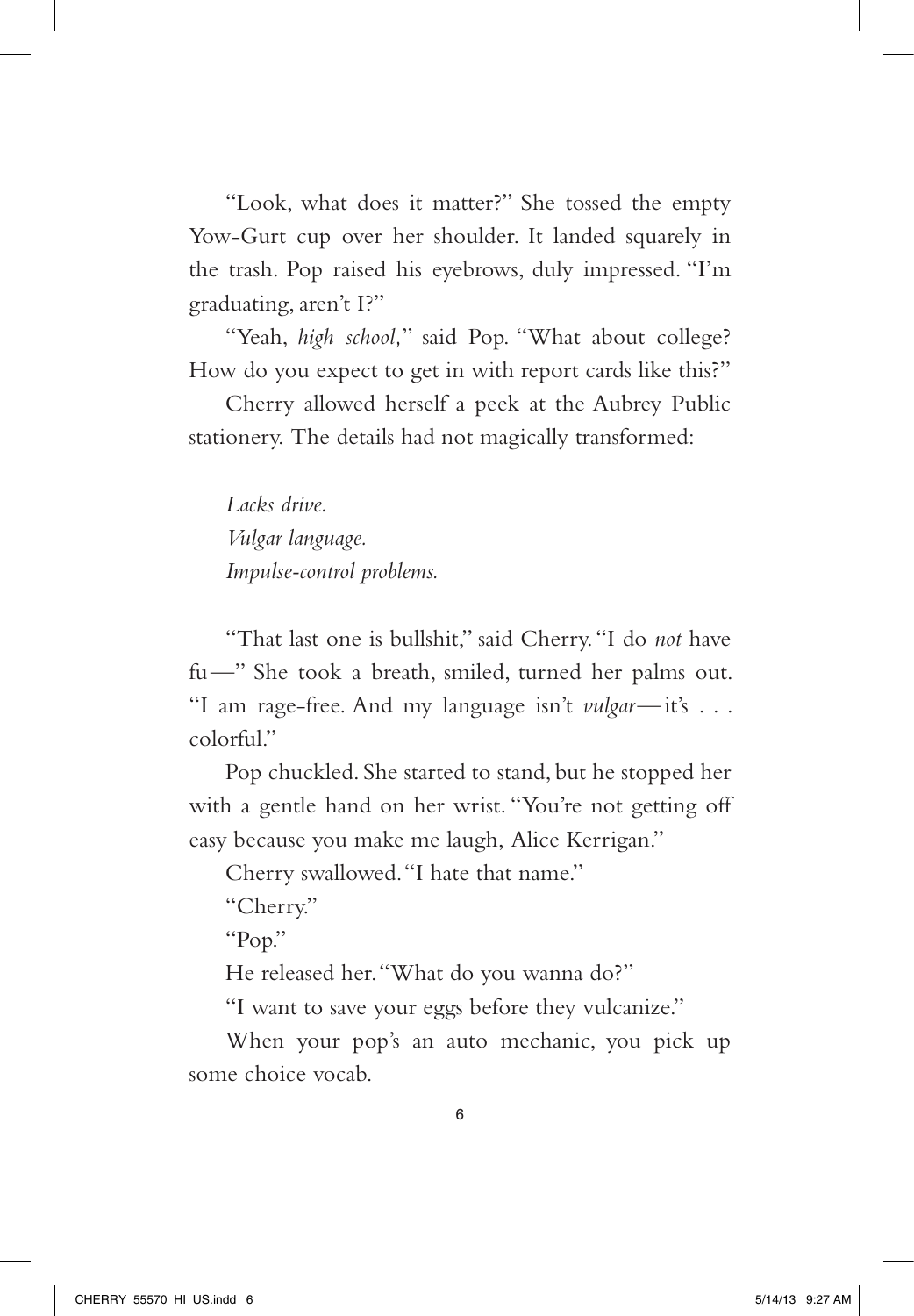"Look, what does it matter?" She tossed the empty Yow-Gurt cup over her shoulder. It landed squarely in the trash. Pop raised his eyebrows, duly impressed. "I'm graduating, aren't I?"

"Yeah, *high school,*" said Pop. "What about college? How do you expect to get in with report cards like this?"

Cherry allowed herself a peek at the Aubrey Public stationery. The details had not magically transformed:

*Lacks drive.*
*Vulgar language.*
*Impulse-control problems.*

"That last one is bullshit," said Cherry. "I do *not* have fu—" She took a breath, smiled, turned her palms out. "I am rage-free. And my language isn't *vulgar*—it's . . . colorful."

Pop chuckled. She started to stand, but he stopped her with a gentle hand on her wrist. "You're not getting off easy because you make me laugh, Alice Kerrigan."

Cherry swallowed. "I hate that name."

"Cherry."

"Pop."

He released her. "What do you wanna do?"

"I want to save your eggs before they vulcanize."

When your pop's an auto mechanic, you pick up some choice vocab.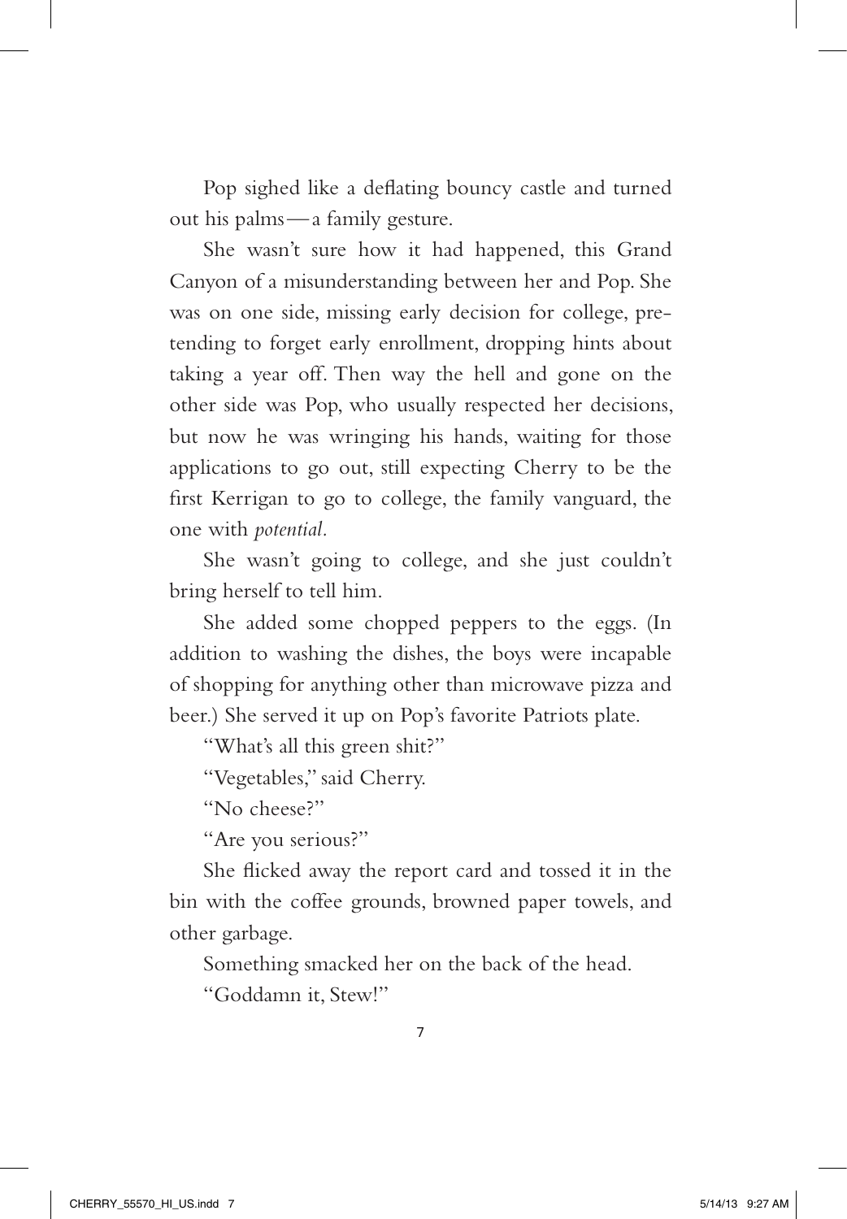Pop sighed like a deflating bouncy castle and turned out his palms—a family gesture.

She wasn't sure how it had happened, this Grand Canyon of a misunderstanding between her and Pop. She was on one side, missing early decision for college, pretending to forget early enrollment, dropping hints about taking a year off. Then way the hell and gone on the other side was Pop, who usually respected her decisions, but now he was wringing his hands, waiting for those applications to go out, still expecting Cherry to be the first Kerrigan to go to college, the family vanguard, the one with *potential*.

She wasn't going to college, and she just couldn't bring herself to tell him.

She added some chopped peppers to the eggs. (In addition to washing the dishes, the boys were incapable of shopping for anything other than microwave pizza and beer.) She served it up on Pop's favorite Patriots plate.

"What's all this green shit?"

"Vegetables," said Cherry.

"No cheese?"

"Are you serious?"

She flicked away the report card and tossed it in the bin with the coffee grounds, browned paper towels, and other garbage.

Something smacked her on the back of the head.

"Goddamn it, Stew!"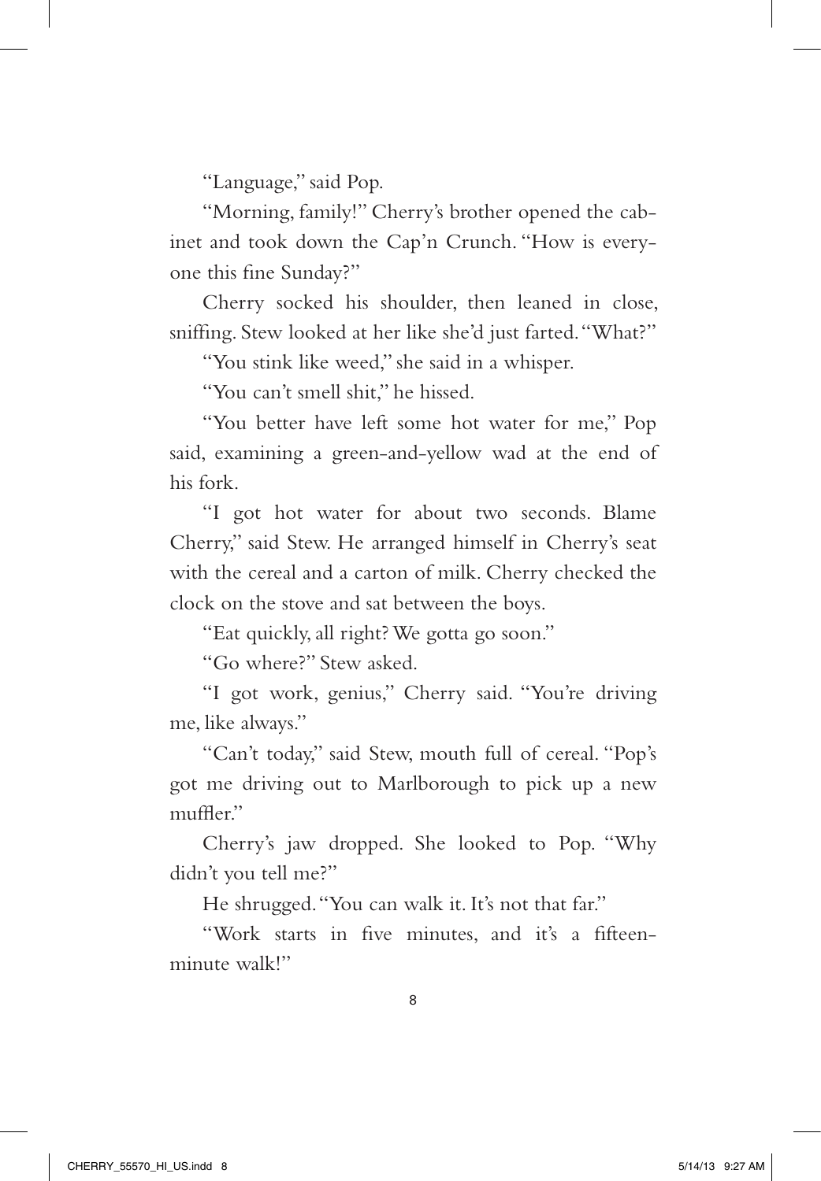"Language," said Pop.

"Morning, family!" Cherry's brother opened the cabinet and took down the Cap'n Crunch. "How is everyone this fine Sunday?"

Cherry socked his shoulder, then leaned in close, sniffing. Stew looked at her like she'd just farted. "What?"

"You stink like weed," she said in a whisper.

"You can't smell shit," he hissed.

"You better have left some hot water for me," Pop said, examining a green-and-yellow wad at the end of his fork.

"I got hot water for about two seconds. Blame Cherry," said Stew. He arranged himself in Cherry's seat with the cereal and a carton of milk. Cherry checked the clock on the stove and sat between the boys.

"Eat quickly, all right? We gotta go soon."

"Go where?" Stew asked.

"I got work, genius," Cherry said. "You're driving me, like always."

"Can't today," said Stew, mouth full of cereal. "Pop's got me driving out to Marlborough to pick up a new muffler."

Cherry's jaw dropped. She looked to Pop. "Why didn't you tell me?"

He shrugged. "You can walk it. It's not that far."

"Work starts in five minutes, and it's a fifteen-minute walk!"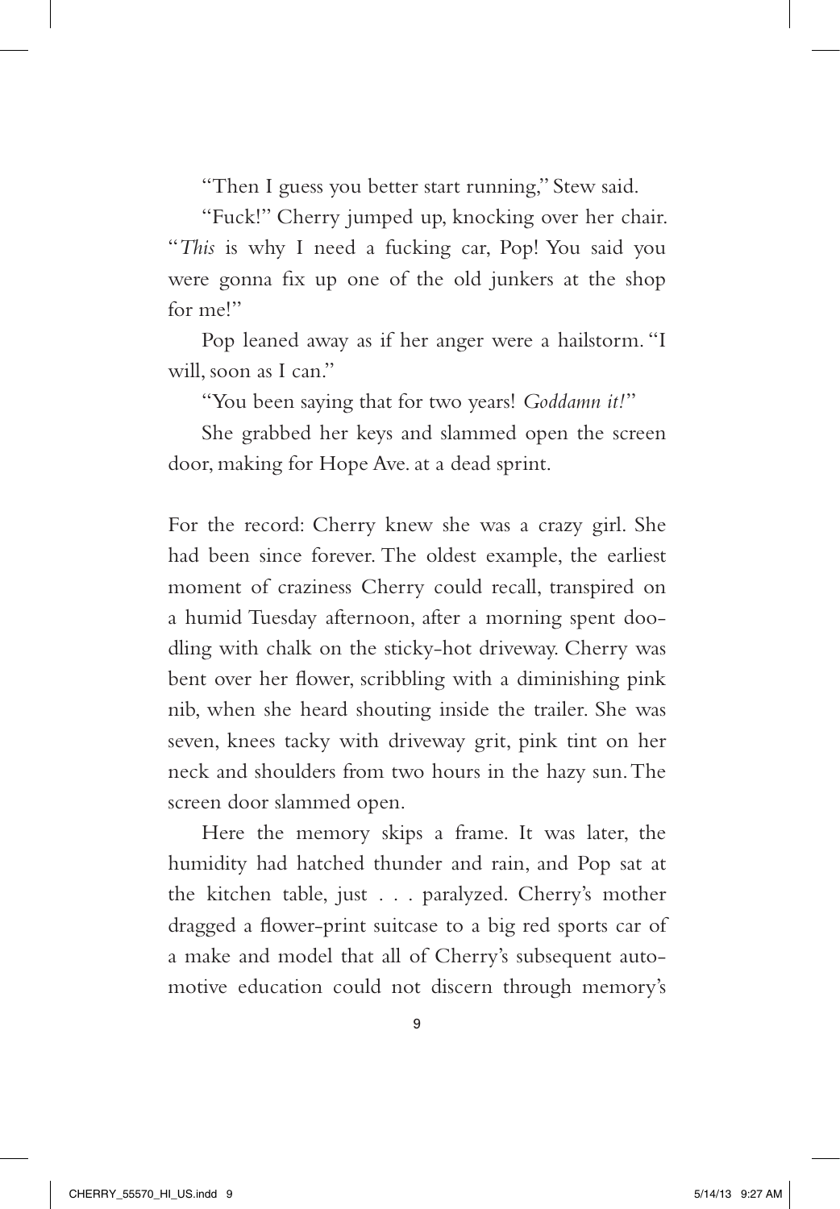"Then I guess you better start running," Stew said.

"Fuck!" Cherry jumped up, knocking over her chair. "*This* is why I need a fucking car, Pop! You said you were gonna fix up one of the old junkers at the shop for me!"

Pop leaned away as if her anger were a hailstorm. "I will, soon as I can."

"You been saying that for two years! *Goddamn it!*"

She grabbed her keys and slammed open the screen door, making for Hope Ave. at a dead sprint.

For the record: Cherry knew she was a crazy girl. She had been since forever. The oldest example, the earliest moment of craziness Cherry could recall, transpired on a humid Tuesday afternoon, after a morning spent doodling with chalk on the sticky-hot driveway. Cherry was bent over her flower, scribbling with a diminishing pink nib, when she heard shouting inside the trailer. She was seven, knees tacky with driveway grit, pink tint on her neck and shoulders from two hours in the hazy sun. The screen door slammed open.

Here the memory skips a frame. It was later, the humidity had hatched thunder and rain, and Pop sat at the kitchen table, just . . . paralyzed. Cherry's mother dragged a flower-print suitcase to a big red sports car of a make and model that all of Cherry's subsequent automotive education could not discern through memory's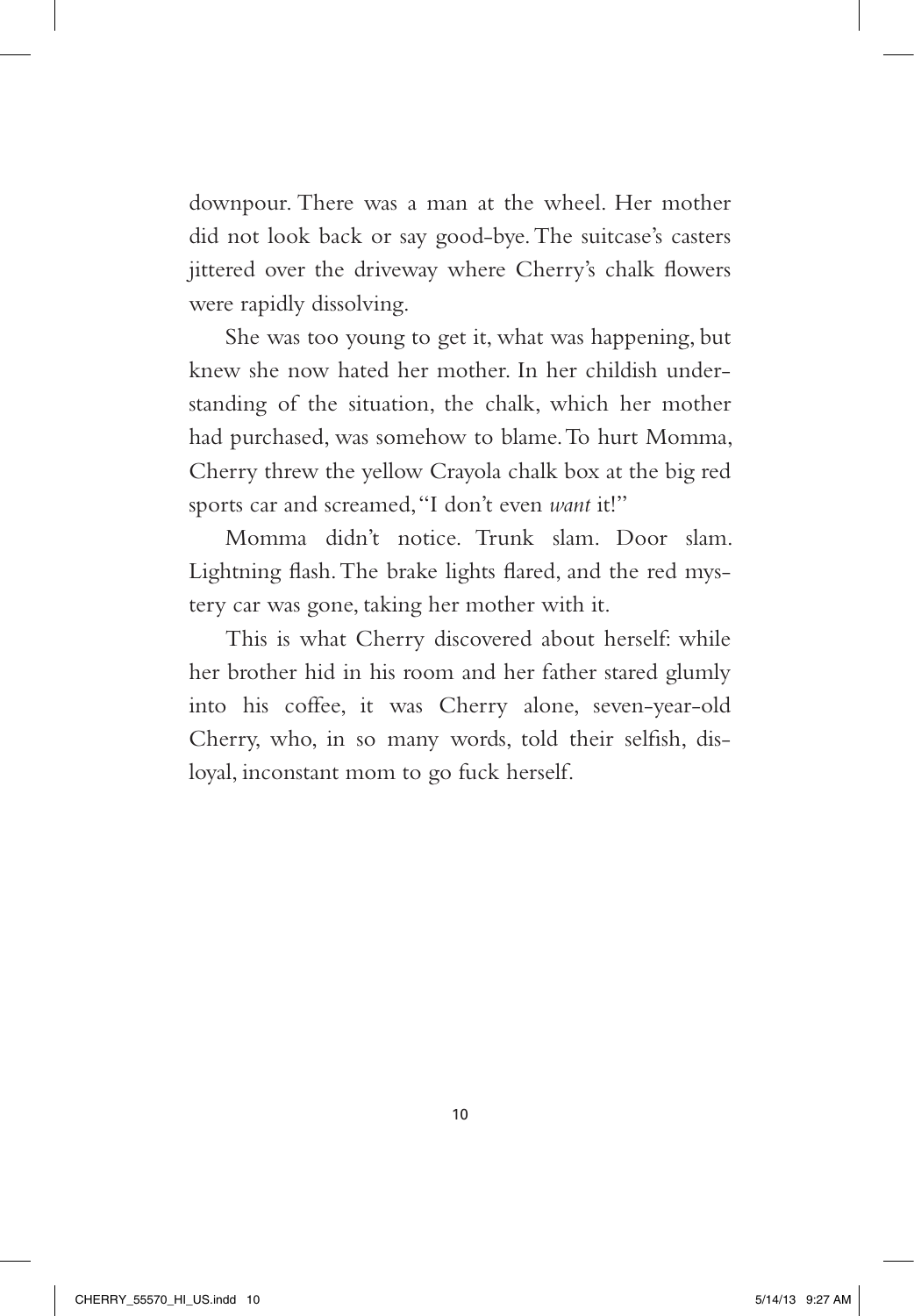downpour. There was a man at the wheel. Her mother did not look back or say good-bye. The suitcase's casters jittered over the driveway where Cherry's chalk flowers were rapidly dissolving.

She was too young to get it, what was happening, but knew she now hated her mother. In her childish understanding of the situation, the chalk, which her mother had purchased, was somehow to blame. To hurt Momma, Cherry threw the yellow Crayola chalk box at the big red sports car and screamed, "I don't even *want* it!"

Momma didn't notice. Trunk slam. Door slam. Lightning flash. The brake lights flared, and the red mystery car was gone, taking her mother with it.

This is what Cherry discovered about herself: while her brother hid in his room and her father stared glumly into his coffee, it was Cherry alone, seven-year-old Cherry, who, in so many words, told their selfish, disloyal, inconstant mom to go fuck herself.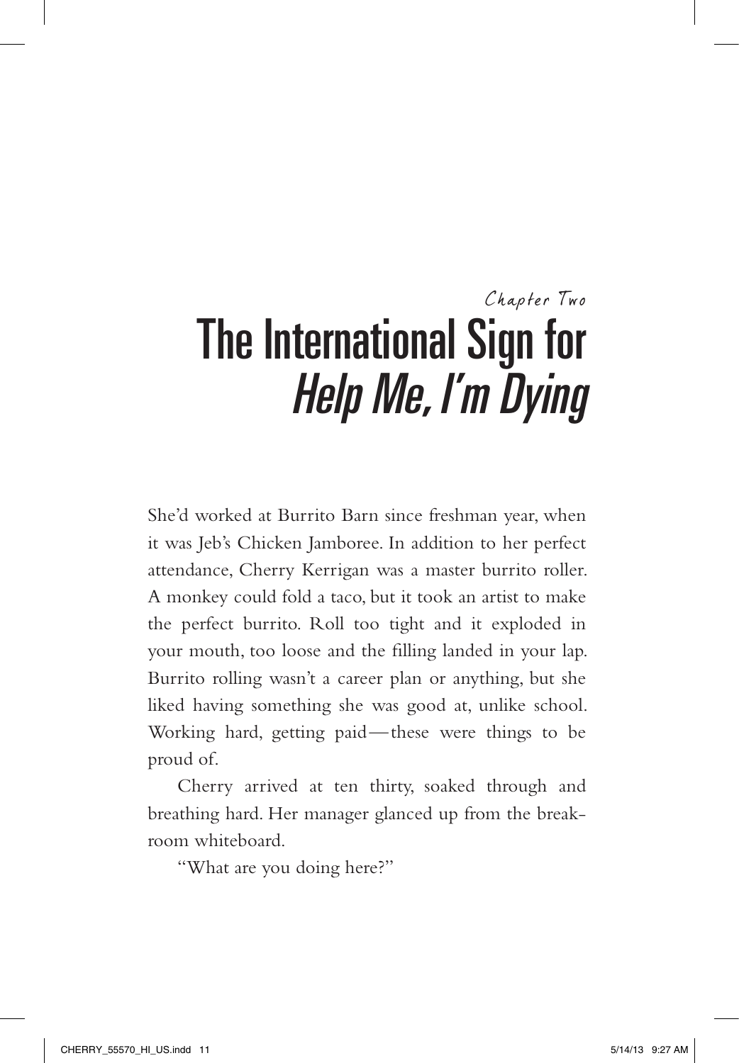## Chapter Two

# The International Sign for *Help Me, I'm Dying*

She'd worked at Burrito Barn since freshman year, when it was Jeb's Chicken Jamboree. In addition to her perfect attendance, Cherry Kerrigan was a master burrito roller. A monkey could fold a taco, but it took an artist to make the perfect burrito. Roll too tight and it exploded in your mouth, too loose and the filling landed in your lap. Burrito rolling wasn't a career plan or anything, but she liked having something she was good at, unlike school. Working hard, getting paid—these were things to be proud of.

Cherry arrived at ten thirty, soaked through and breathing hard. Her manager glanced up from the break-room whiteboard.

"What are you doing here?"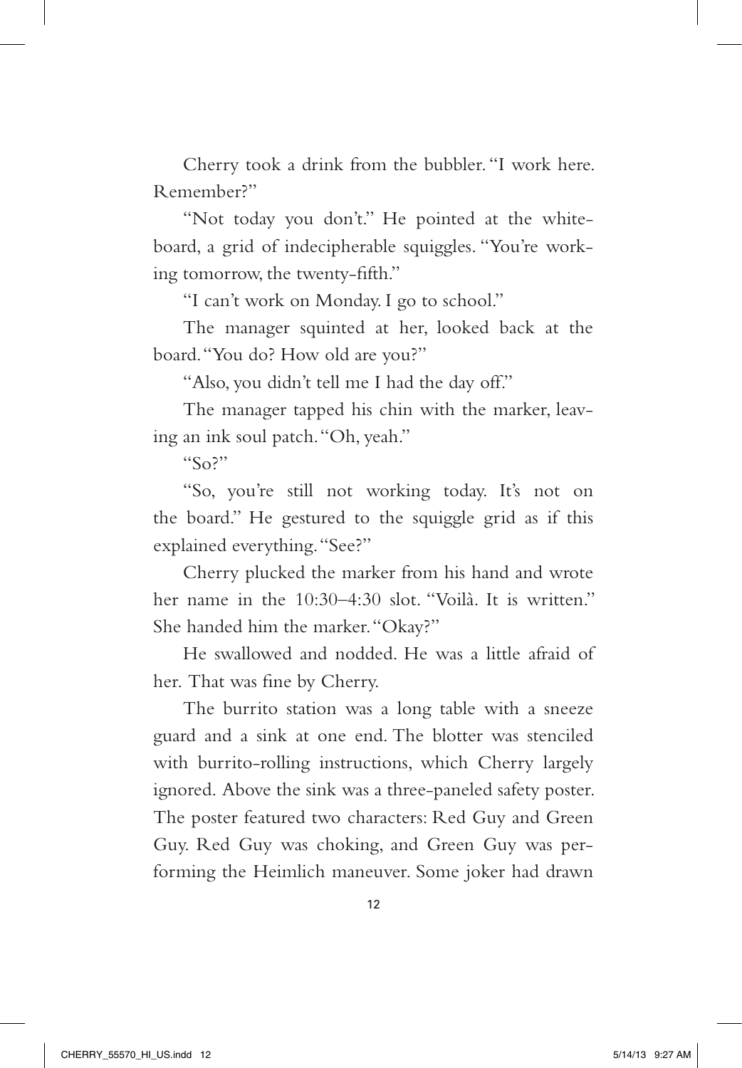Cherry took a drink from the bubbler. "I work here. Remember?"

"Not today you don't." He pointed at the whiteboard, a grid of indecipherable squiggles. "You're working tomorrow, the twenty-fifth."

"I can't work on Monday. I go to school."

The manager squinted at her, looked back at the board. "You do? How old are you?"

"Also, you didn't tell me I had the day off."

The manager tapped his chin with the marker, leaving an ink soul patch. "Oh, yeah."

"So?"

"So, you're still not working today. It's not on the board." He gestured to the squiggle grid as if this explained everything. "See?"

Cherry plucked the marker from his hand and wrote her name in the 10:30–4:30 slot. "Voilà. It is written." She handed him the marker. "Okay?"

He swallowed and nodded. He was a little afraid of her. That was fine by Cherry.

The burrito station was a long table with a sneeze guard and a sink at one end. The blotter was stenciled with burrito-rolling instructions, which Cherry largely ignored. Above the sink was a three-paneled safety poster. The poster featured two characters: Red Guy and Green Guy. Red Guy was choking, and Green Guy was performing the Heimlich maneuver. Some joker had drawn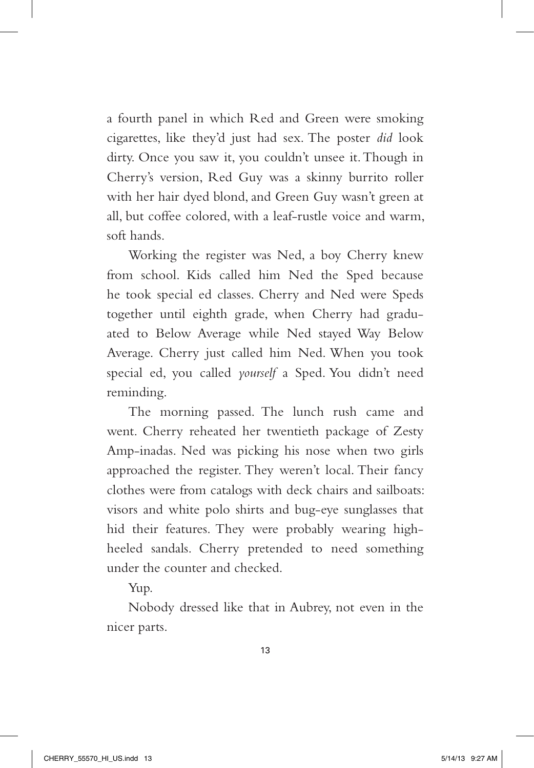a fourth panel in which Red and Green were smoking cigarettes, like they'd just had sex. The poster *did* look dirty. Once you saw it, you couldn't unsee it. Though in Cherry's version, Red Guy was a skinny burrito roller with her hair dyed blond, and Green Guy wasn't green at all, but coffee colored, with a leaf-rustle voice and warm, soft hands.

Working the register was Ned, a boy Cherry knew from school. Kids called him Ned the Sped because he took special ed classes. Cherry and Ned were Speds together until eighth grade, when Cherry had graduated to Below Average while Ned stayed Way Below Average. Cherry just called him Ned. When you took special ed, you called *yourself* a Sped. You didn't need reminding.

The morning passed. The lunch rush came and went. Cherry reheated her twentieth package of Zesty Amp-inadas. Ned was picking his nose when two girls approached the register. They weren't local. Their fancy clothes were from catalogs with deck chairs and sailboats: visors and white polo shirts and bug-eye sunglasses that hid their features. They were probably wearing high-heeled sandals. Cherry pretended to need something under the counter and checked.

Yup.

Nobody dressed like that in Aubrey, not even in the nicer parts.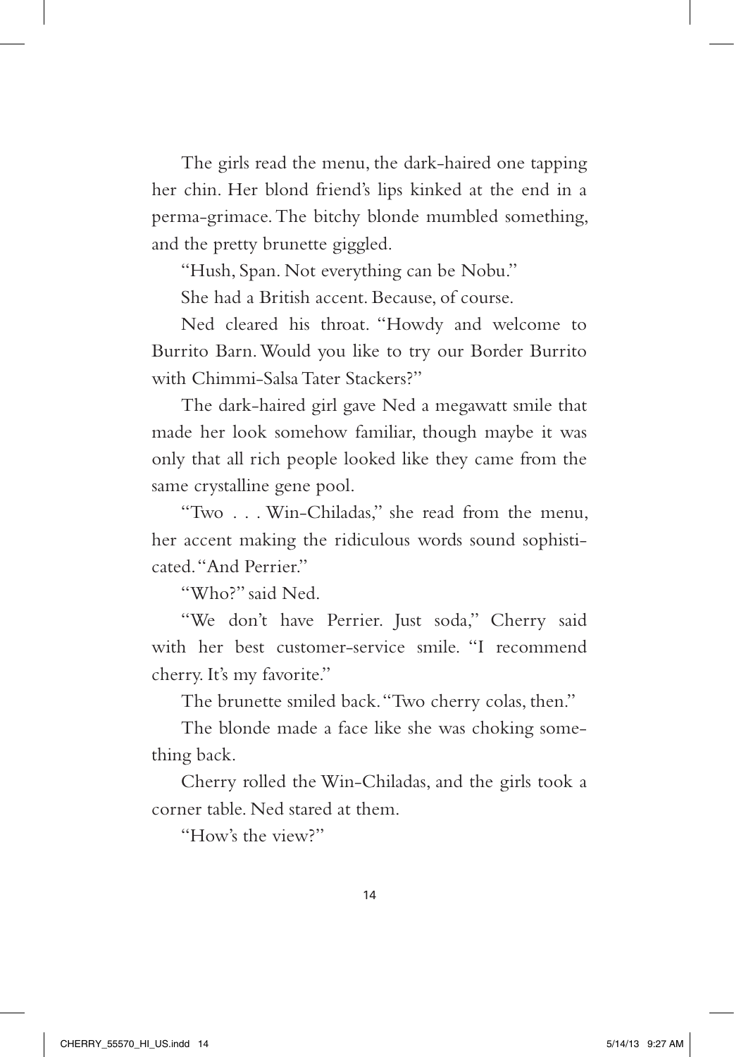The girls read the menu, the dark-haired one tapping her chin. Her blond friend's lips kinked at the end in a perma-grimace. The bitchy blonde mumbled something, and the pretty brunette giggled.

"Hush, Span. Not everything can be Nobu."

She had a British accent. Because, of course.

Ned cleared his throat. "Howdy and welcome to Burrito Barn. Would you like to try our Border Burrito with Chimmi-Salsa Tater Stackers?"

The dark-haired girl gave Ned a megawatt smile that made her look somehow familiar, though maybe it was only that all rich people looked like they came from the same crystalline gene pool.

"Two . . . Win-Chiladas," she read from the menu, her accent making the ridiculous words sound sophisticated. "And Perrier."

"Who?" said Ned.

"We don't have Perrier. Just soda," Cherry said with her best customer-service smile. "I recommend cherry. It's my favorite."

The brunette smiled back. "Two cherry colas, then."

The blonde made a face like she was choking something back.

Cherry rolled the Win-Chiladas, and the girls took a corner table. Ned stared at them.

"How's the view?"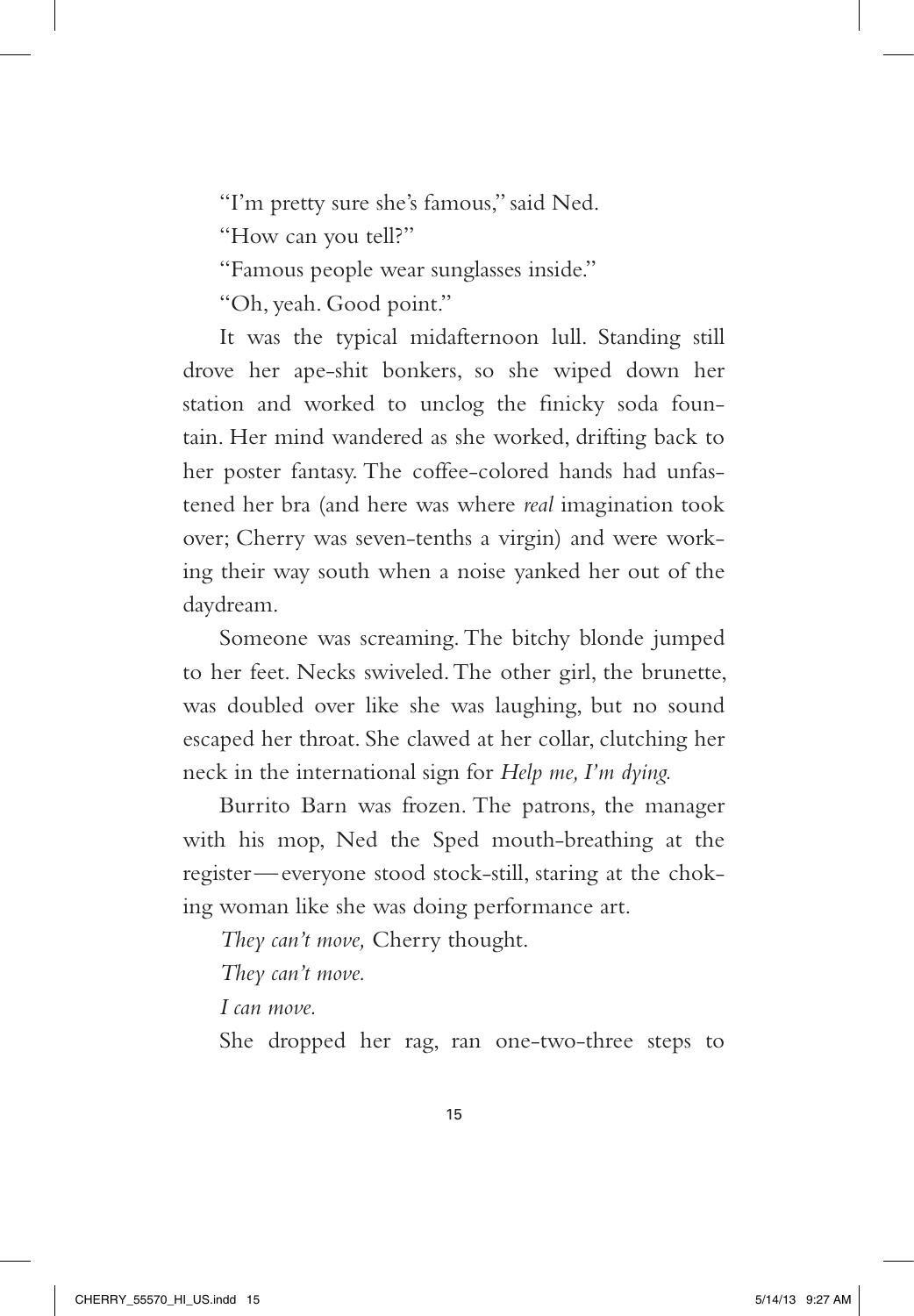"I'm pretty sure she's famous," said Ned.

"How can you tell?"

"Famous people wear sunglasses inside."

"Oh, yeah. Good point."

It was the typical midafternoon lull. Standing still drove her ape-shit bonkers, so she wiped down her station and worked to unclog the finicky soda fountain. Her mind wandered as she worked, drifting back to her poster fantasy. The coffee-colored hands had unfastened her bra (and here was where *real* imagination took over; Cherry was seven-tenths a virgin) and were working their way south when a noise yanked her out of the daydream.

Someone was screaming. The bitchy blonde jumped to her feet. Necks swiveled. The other girl, the brunette, was doubled over like she was laughing, but no sound escaped her throat. She clawed at her collar, clutching her neck in the international sign for *Help me, I'm dying.*

Burrito Barn was frozen. The patrons, the manager with his mop, Ned the Sped mouth-breathing at the register—everyone stood stock-still, staring at the choking woman like she was doing performance art.

*They can't move,* Cherry thought.

*They can't move.*

*I can move.*

She dropped her rag, ran one-two-three steps to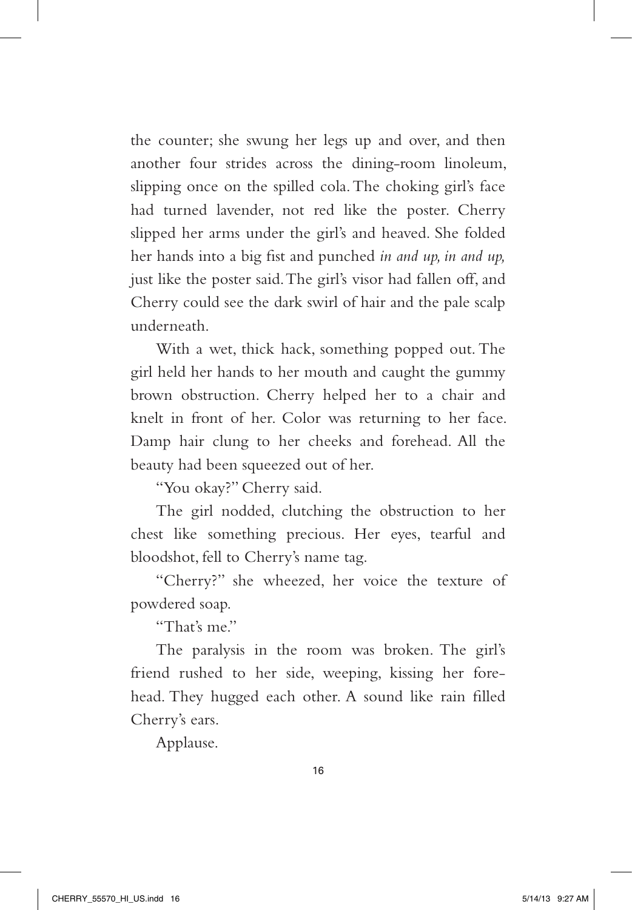the counter; she swung her legs up and over, and then another four strides across the dining-room linoleum, slipping once on the spilled cola. The choking girl's face had turned lavender, not red like the poster. Cherry slipped her arms under the girl's and heaved. She folded her hands into a big fist and punched *in and up, in and up,* just like the poster said. The girl's visor had fallen off, and Cherry could see the dark swirl of hair and the pale scalp underneath.

With a wet, thick hack, something popped out. The girl held her hands to her mouth and caught the gummy brown obstruction. Cherry helped her to a chair and knelt in front of her. Color was returning to her face. Damp hair clung to her cheeks and forehead. All the beauty had been squeezed out of her.

"You okay?" Cherry said.

The girl nodded, clutching the obstruction to her chest like something precious. Her eyes, tearful and bloodshot, fell to Cherry's name tag.

"Cherry?" she wheezed, her voice the texture of powdered soap.

"That's me."

The paralysis in the room was broken. The girl's friend rushed to her side, weeping, kissing her forehead. They hugged each other. A sound like rain filled Cherry's ears.

Applause.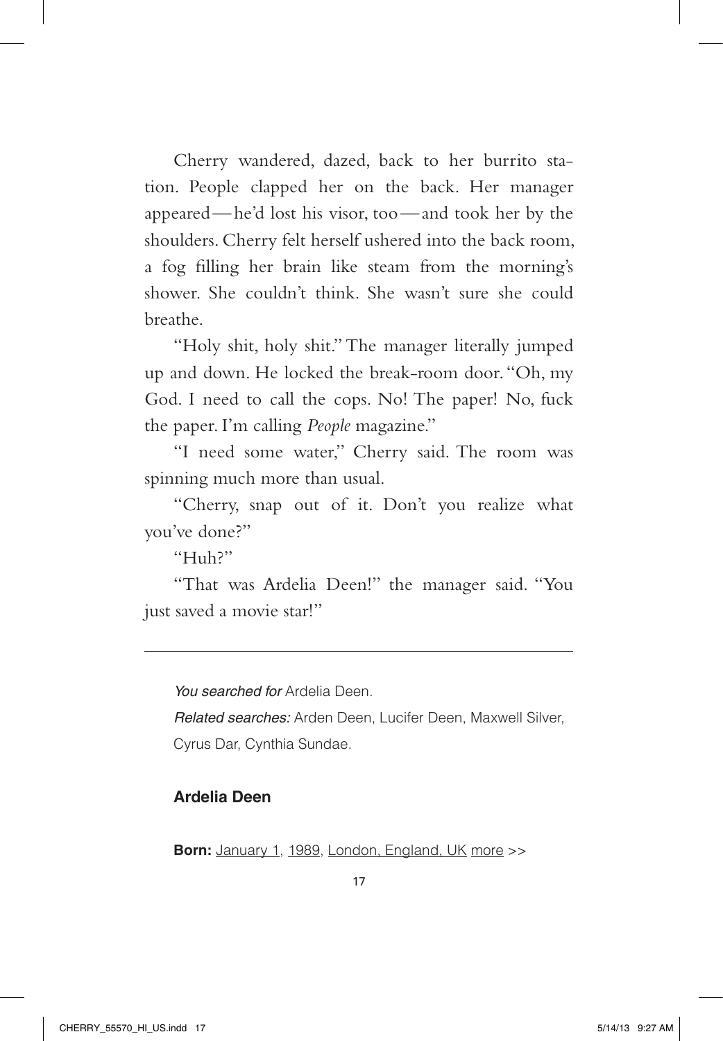Cherry wandered, dazed, back to her burrito station. People clapped her on the back. Her manager appeared—he'd lost his visor, too—and took her by the shoulders. Cherry felt herself ushered into the back room, a fog filling her brain like steam from the morning's shower. She couldn't think. She wasn't sure she could breathe.

"Holy shit, holy shit." The manager literally jumped up and down. He locked the break-room door. "Oh, my God. I need to call the cops. No! The paper! No, fuck the paper. I'm calling *People* magazine."

"I need some water," Cherry said. The room was spinning much more than usual.

"Cherry, snap out of it. Don't you realize what you've done?"

"Huh?"

"That was Ardelia Deen!" the manager said. "You just saved a movie star!"

---

*You searched for* Ardelia Deen.

*Related searches:* Arden Deen, Lucifer Deen, Maxwell Silver, Cyrus Dar, Cynthia Sundae.

**Ardelia Deen**

**Born:** January 1, 1989, London, England, UK more >>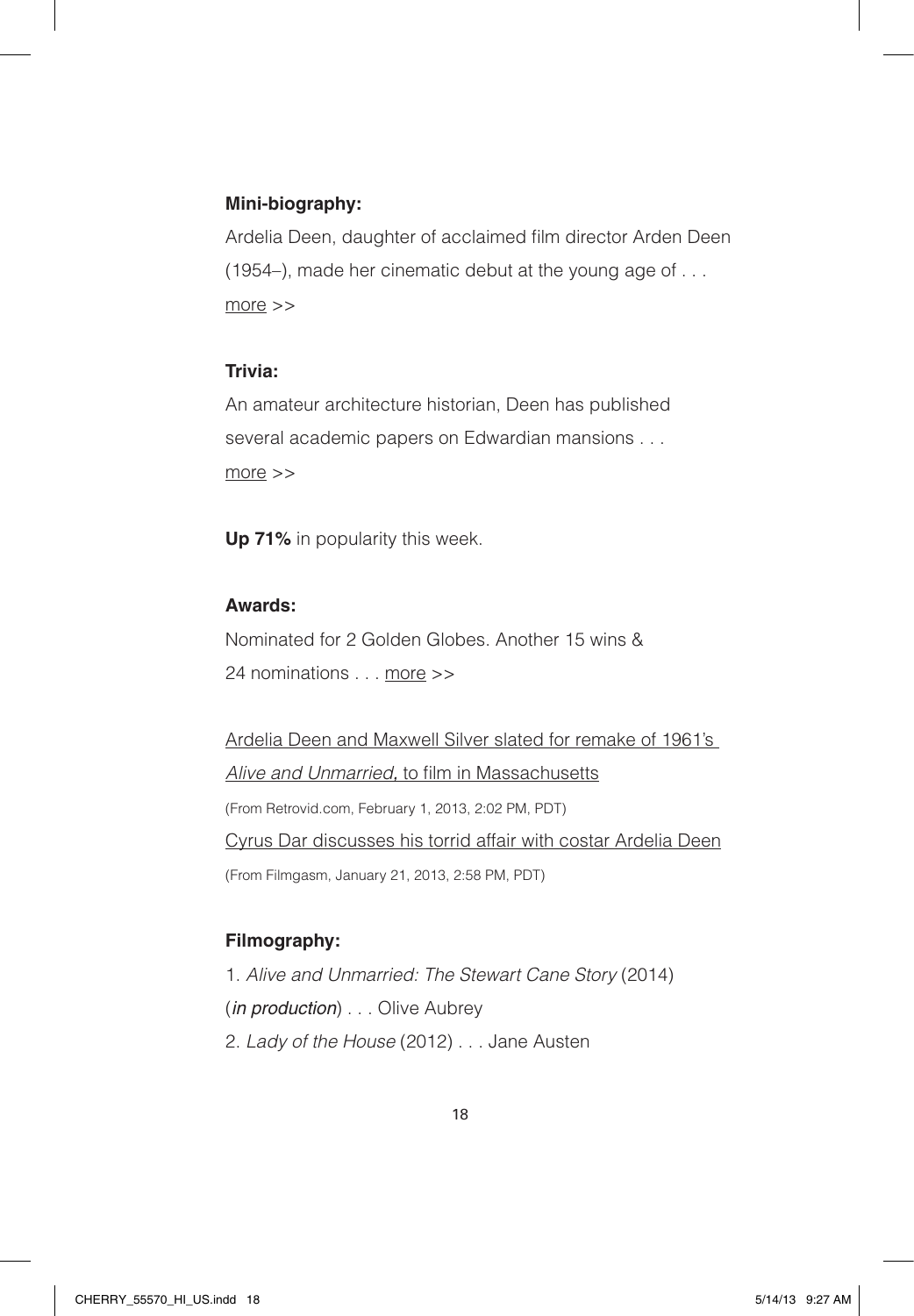**Mini-biography:**

Ardelia Deen, daughter of acclaimed film director Arden Deen (1954–), made her cinematic debut at the young age of . . . more >>

**Trivia:**

An amateur architecture historian, Deen has published several academic papers on Edwardian mansions . . . more >>

**Up 71%** in popularity this week.

**Awards:**

Nominated for 2 Golden Globes. Another 15 wins & 24 nominations . . . more >>

Ardelia Deen and Maxwell Silver slated for remake of 1961's *Alive and Unmarried,* to film in Massachusetts

(From Retrovid.com, February 1, 2013, 2:02 PM, PDT)

Cyrus Dar discusses his torrid affair with costar Ardelia Deen

(From Filmgasm, January 21, 2013, 2:58 PM, PDT)

**Filmography:**

1. *Alive and Unmarried: The Stewart Cane Story* (2014) (*in production*) . . . Olive Aubrey
2. *Lady of the House* (2012) . . . Jane Austen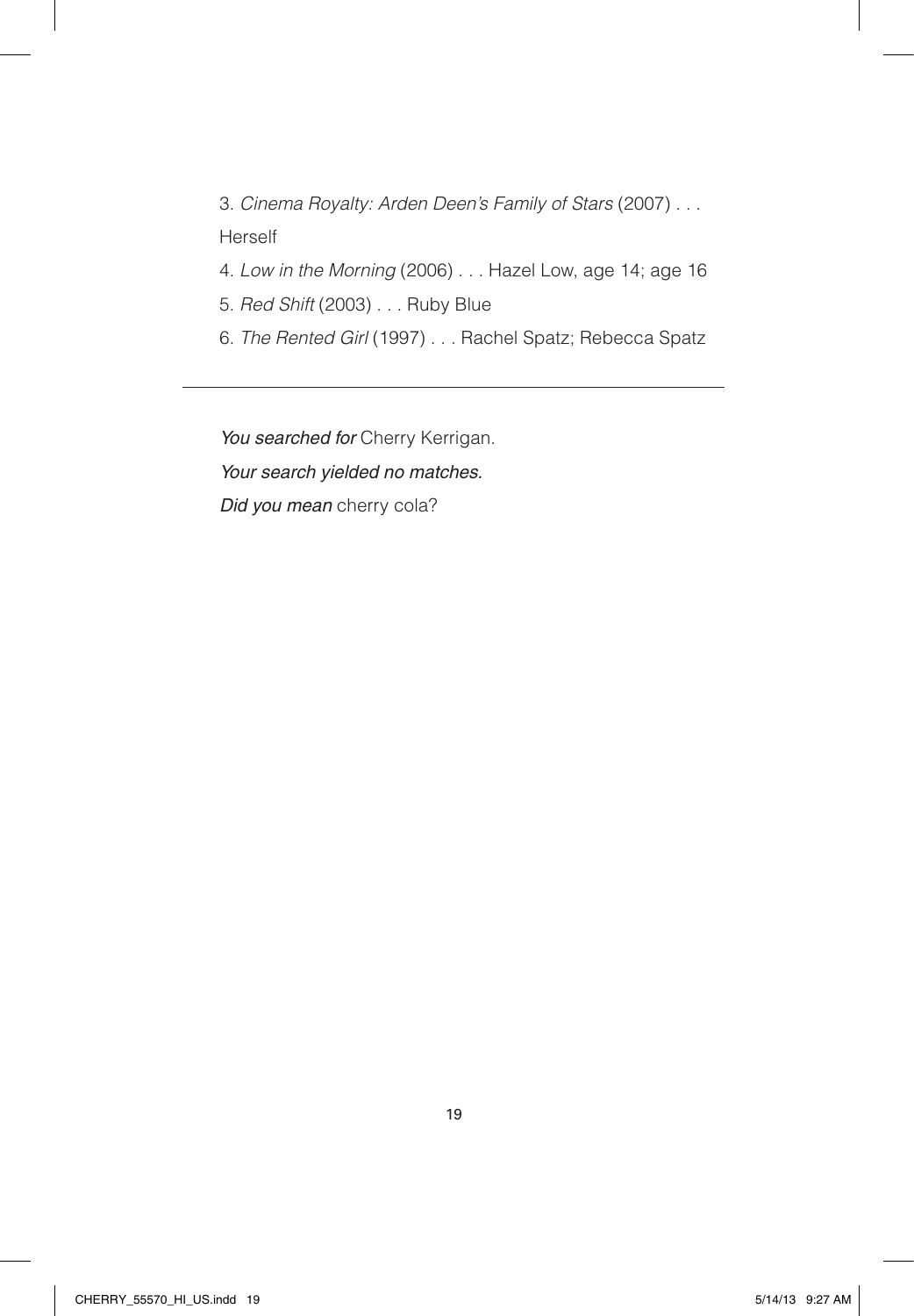3. *Cinema Royalty: Arden Deen's Family of Stars* (2007) . . . Herself

4. *Low in the Morning* (2006) . . . Hazel Low, age 14; age 16

5. *Red Shift* (2003) . . . Ruby Blue

6. *The Rented Girl* (1997) . . . Rachel Spatz; Rebecca Spatz

---

*You searched for* Cherry Kerrigan.

*Your search yielded no matches.*

*Did you mean* cherry cola?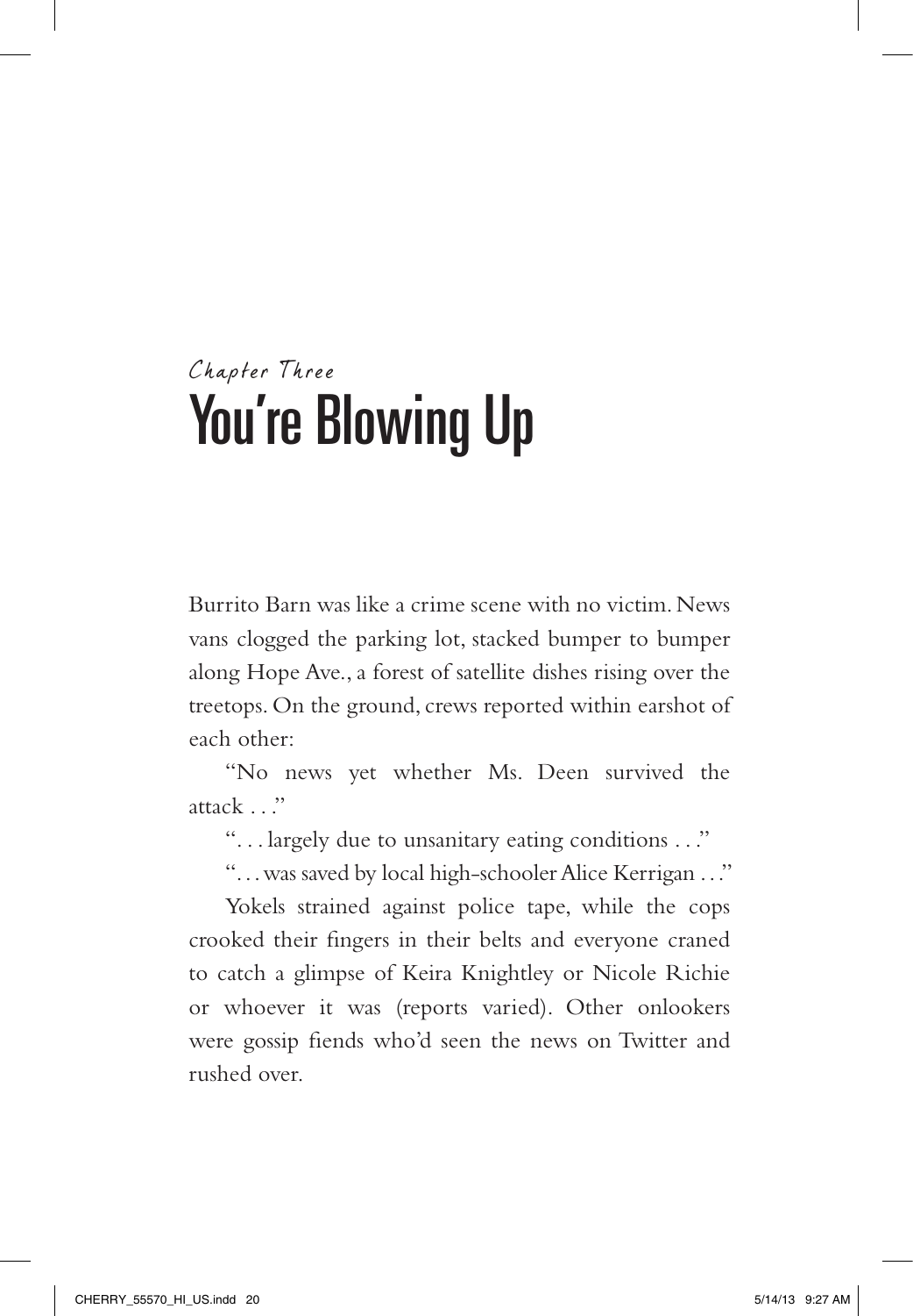## *Chapter Three*

# You're Blowing Up

Burrito Barn was like a crime scene with no victim. News vans clogged the parking lot, stacked bumper to bumper along Hope Ave., a forest of satellite dishes rising over the treetops. On the ground, crews reported within earshot of each other:

"No news yet whether Ms. Deen survived the attack . . ."

". . . largely due to unsanitary eating conditions . . ."

". . . was saved by local high-schooler Alice Kerrigan . . ."

Yokels strained against police tape, while the cops crooked their fingers in their belts and everyone craned to catch a glimpse of Keira Knightley or Nicole Richie or whoever it was (reports varied). Other onlookers were gossip fiends who'd seen the news on Twitter and rushed over.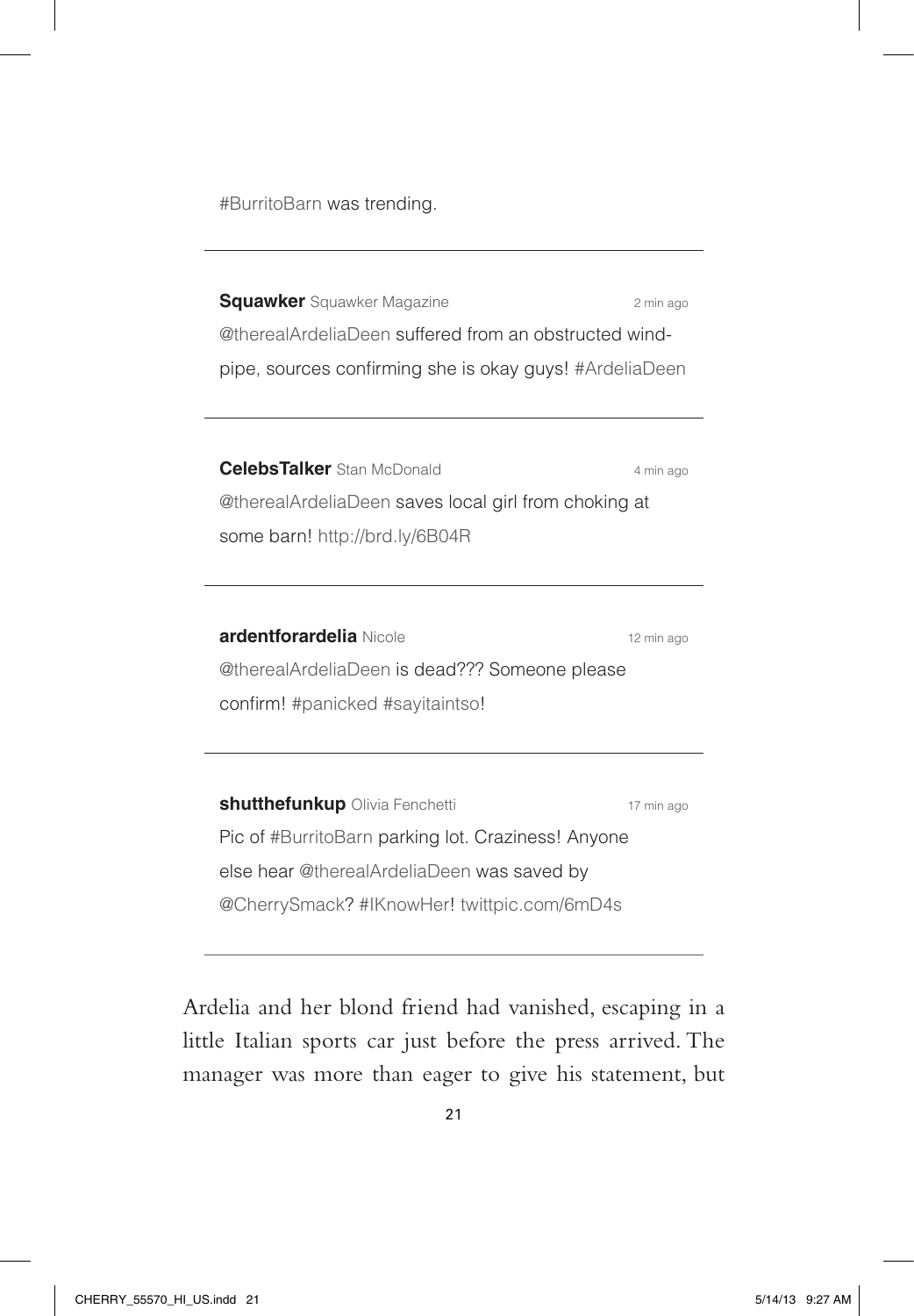#BurritoBarn was trending.

---

**Squawker** Squawker Magazine 2 min ago

@therealArdeliaDeen suffered from an obstructed windpipe, sources confirming she is okay guys! #ArdeliaDeen

---

**CelebsTalker** Stan McDonald 4 min ago

@therealArdeliaDeen saves local girl from choking at some barn! http://brd.ly/6B04R

---

**ardentforardelia** Nicole 12 min ago

@therealArdeliaDeen is dead??? Someone please confirm! #panicked #sayitaintso!

---

**shutthefunkup** Olivia Fenchetti 17 min ago

Pic of #BurritoBarn parking lot. Craziness! Anyone else hear @therealArdeliaDeen was saved by @CherrySmack? #IKnowHer! twittpic.com/6mD4s

---

Ardelia and her blond friend had vanished, escaping in a little Italian sports car just before the press arrived. The manager was more than eager to give his statement, but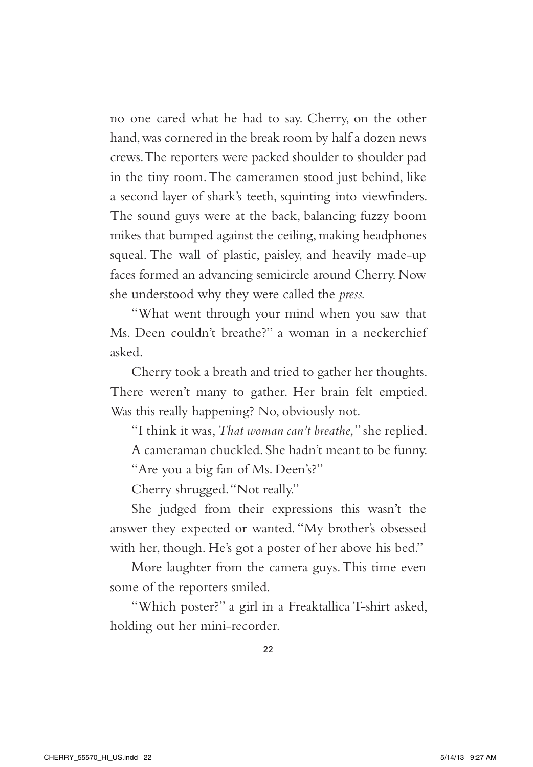no one cared what he had to say. Cherry, on the other hand, was cornered in the break room by half a dozen news crews. The reporters were packed shoulder to shoulder pad in the tiny room. The cameramen stood just behind, like a second layer of shark's teeth, squinting into viewfinders. The sound guys were at the back, balancing fuzzy boom mikes that bumped against the ceiling, making headphones squeal. The wall of plastic, paisley, and heavily made-up faces formed an advancing semicircle around Cherry. Now she understood why they were called the *press.*

"What went through your mind when you saw that Ms. Deen couldn't breathe?" a woman in a neckerchief asked.

Cherry took a breath and tried to gather her thoughts. There weren't many to gather. Her brain felt emptied. Was this really happening? No, obviously not.

"I think it was, *That woman can't breathe,*" she replied.

A cameraman chuckled. She hadn't meant to be funny.

"Are you a big fan of Ms. Deen's?"

Cherry shrugged. "Not really."

She judged from their expressions this wasn't the answer they expected or wanted. "My brother's obsessed with her, though. He's got a poster of her above his bed."

More laughter from the camera guys. This time even some of the reporters smiled.

"Which poster?" a girl in a Freaktallica T-shirt asked, holding out her mini-recorder.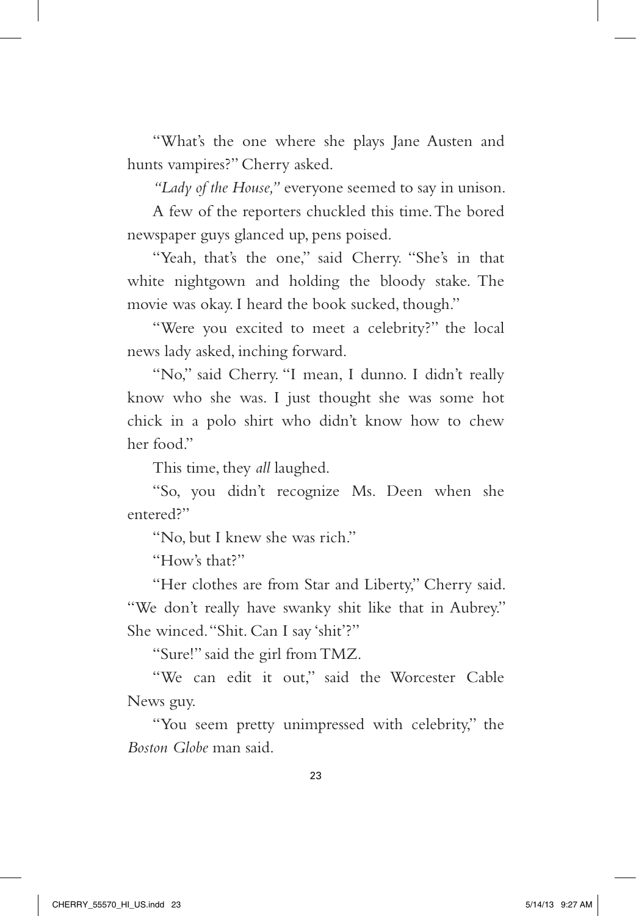"What's the one where she plays Jane Austen and hunts vampires?" Cherry asked.

*"Lady of the House,"* everyone seemed to say in unison.

A few of the reporters chuckled this time. The bored newspaper guys glanced up, pens poised.

"Yeah, that's the one," said Cherry. "She's in that white nightgown and holding the bloody stake. The movie was okay. I heard the book sucked, though."

"Were you excited to meet a celebrity?" the local news lady asked, inching forward.

"No," said Cherry. "I mean, I dunno. I didn't really know who she was. I just thought she was some hot chick in a polo shirt who didn't know how to chew her food."

This time, they *all* laughed.

"So, you didn't recognize Ms. Deen when she entered?"

"No, but I knew she was rich."

"How's that?"

"Her clothes are from Star and Liberty," Cherry said. "We don't really have swanky shit like that in Aubrey." She winced. "Shit. Can I say 'shit'?"

"Sure!" said the girl from TMZ.

"We can edit it out," said the Worcester Cable News guy.

"You seem pretty unimpressed with celebrity," the *Boston Globe* man said.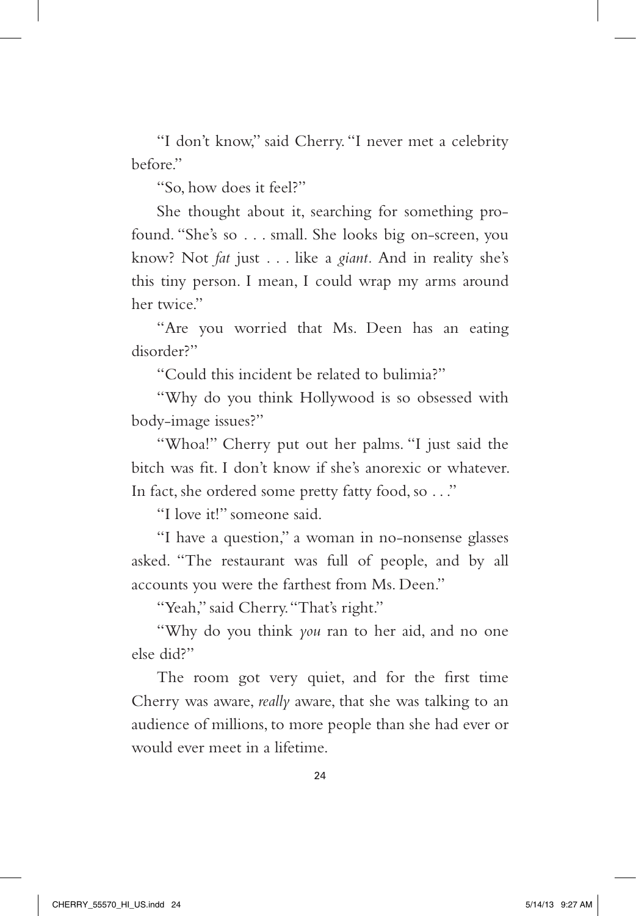"I don't know," said Cherry. "I never met a celebrity before."

"So, how does it feel?"

She thought about it, searching for something profound. "She's so . . . small. She looks big on-screen, you know? Not *fat* just . . . like a *giant*. And in reality she's this tiny person. I mean, I could wrap my arms around her twice."

"Are you worried that Ms. Deen has an eating disorder?"

"Could this incident be related to bulimia?"

"Why do you think Hollywood is so obsessed with body-image issues?"

"Whoa!" Cherry put out her palms. "I just said the bitch was fit. I don't know if she's anorexic or whatever. In fact, she ordered some pretty fatty food, so . . ."

"I love it!" someone said.

"I have a question," a woman in no-nonsense glasses asked. "The restaurant was full of people, and by all accounts you were the farthest from Ms. Deen."

"Yeah," said Cherry. "That's right."

"Why do you think *you* ran to her aid, and no one else did?"

The room got very quiet, and for the first time Cherry was aware, *really* aware, that she was talking to an audience of millions, to more people than she had ever or would ever meet in a lifetime.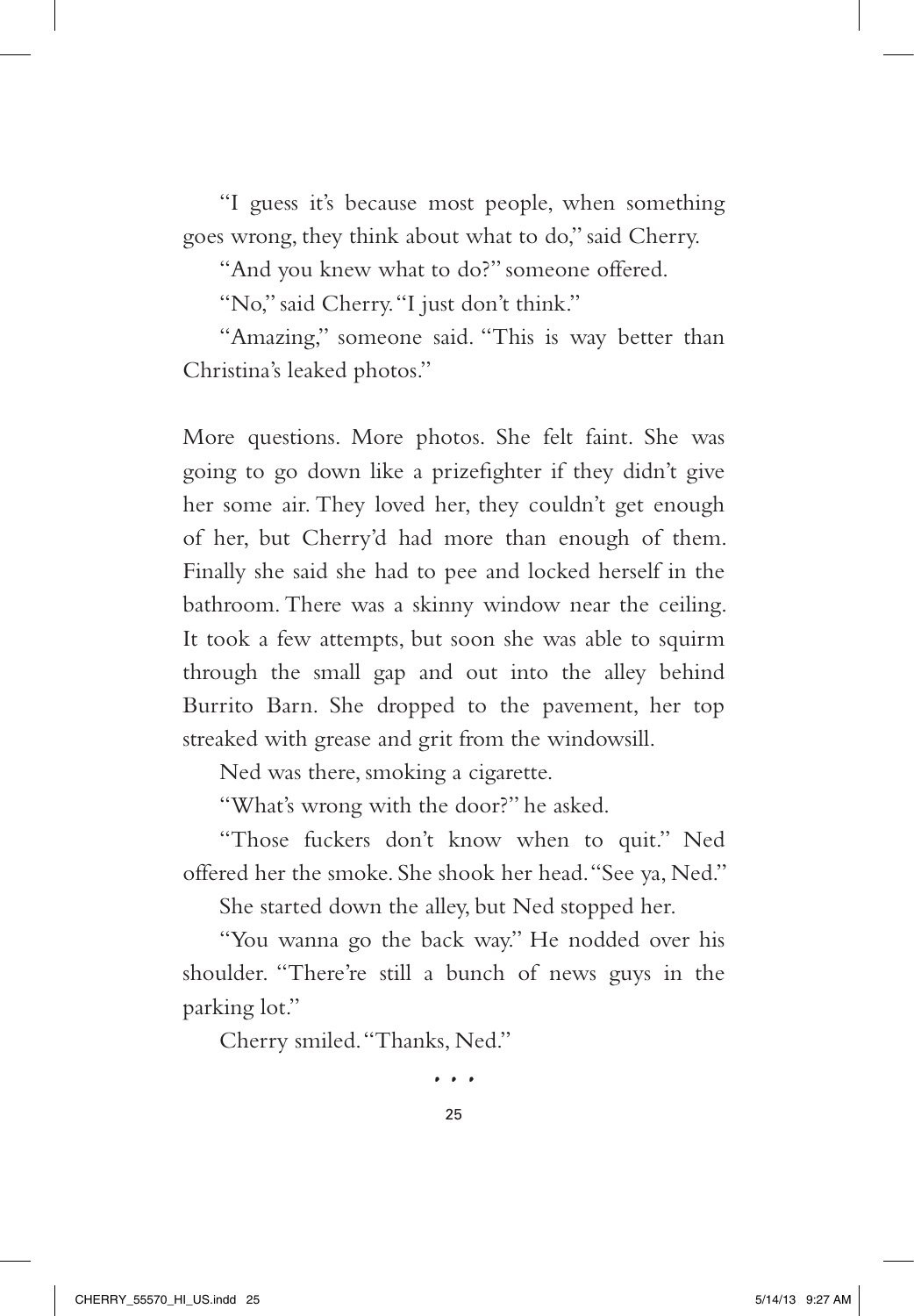"I guess it's because most people, when something goes wrong, they think about what to do," said Cherry.

"And you knew what to do?" someone offered.

"No," said Cherry. "I just don't think."

"Amazing," someone said. "This is way better than Christina's leaked photos."

More questions. More photos. She felt faint. She was going to go down like a prizefighter if they didn't give her some air. They loved her, they couldn't get enough of her, but Cherry'd had more than enough of them. Finally she said she had to pee and locked herself in the bathroom. There was a skinny window near the ceiling. It took a few attempts, but soon she was able to squirm through the small gap and out into the alley behind Burrito Barn. She dropped to the pavement, her top streaked with grease and grit from the windowsill.

Ned was there, smoking a cigarette.

"What's wrong with the door?" he asked.

"Those fuckers don't know when to quit." Ned offered her the smoke. She shook her head. "See ya, Ned."

She started down the alley, but Ned stopped her.

"You wanna go the back way." He nodded over his shoulder. "There're still a bunch of news guys in the parking lot."

Cherry smiled. "Thanks, Ned."

• • •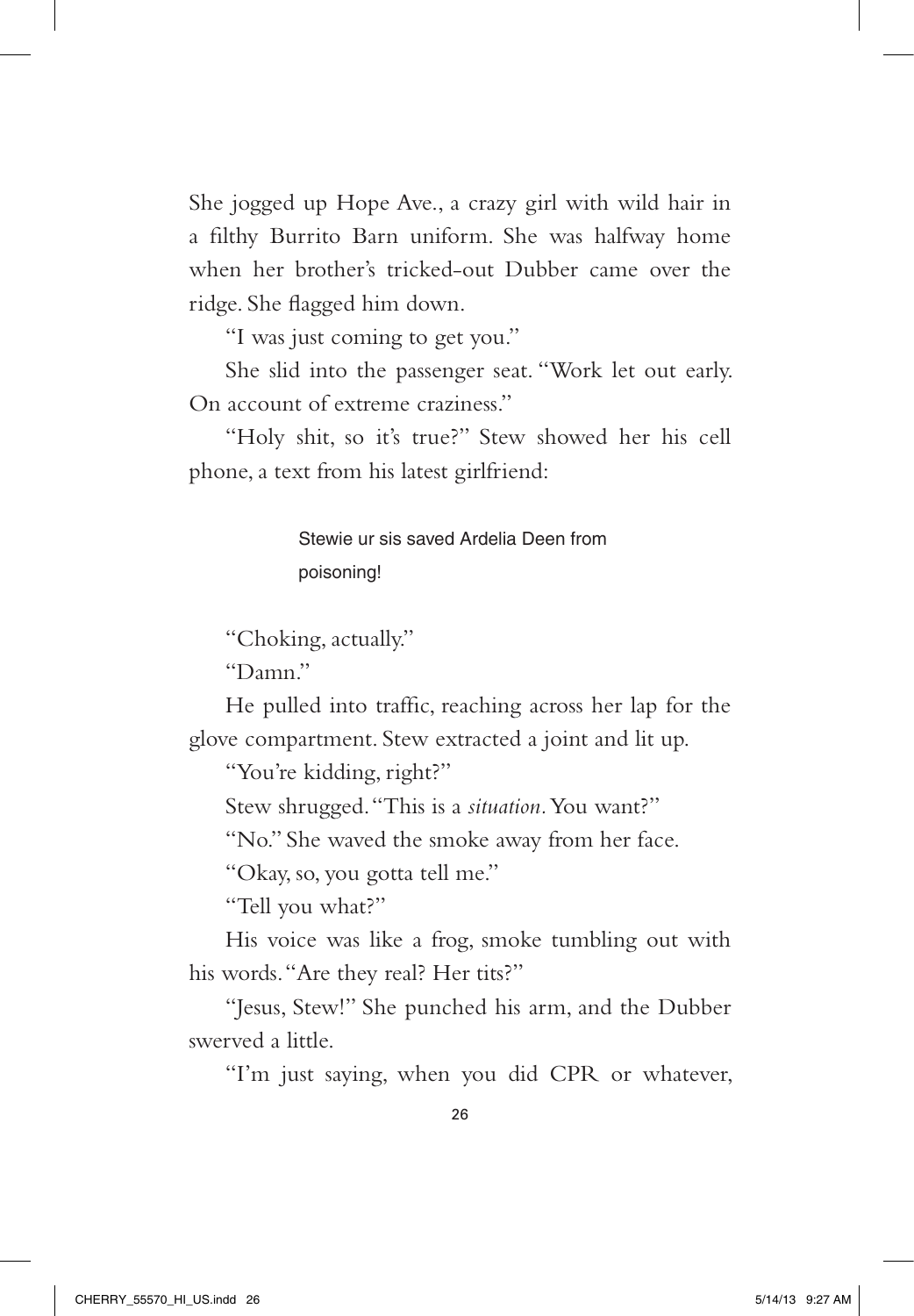She jogged up Hope Ave., a crazy girl with wild hair in a filthy Burrito Barn uniform. She was halfway home when her brother's tricked-out Dubber came over the ridge. She flagged him down.

"I was just coming to get you."

She slid into the passenger seat. "Work let out early. On account of extreme craziness."

"Holy shit, so it's true?" Stew showed her his cell phone, a text from his latest girlfriend:

> Stewie ur sis saved Ardelia Deen from poisoning!

"Choking, actually."

"Damn."

He pulled into traffic, reaching across her lap for the glove compartment. Stew extracted a joint and lit up.

"You're kidding, right?"

Stew shrugged. "This is a *situation*. You want?"

"No." She waved the smoke away from her face.

"Okay, so, you gotta tell me."

"Tell you what?"

His voice was like a frog, smoke tumbling out with his words. "Are they real? Her tits?"

"Jesus, Stew!" She punched his arm, and the Dubber swerved a little.

"I'm just saying, when you did CPR or whatever,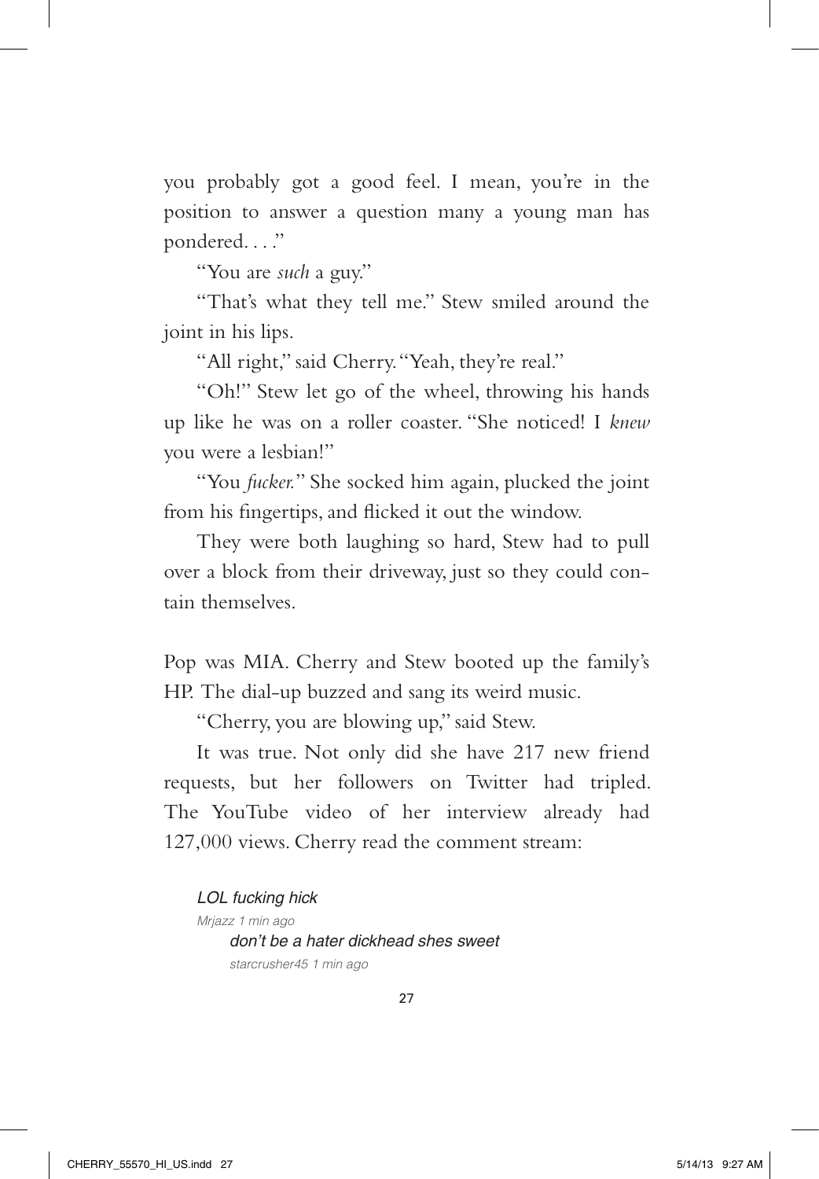you probably got a good feel. I mean, you're in the position to answer a question many a young man has pondered. . . ."

"You are *such* a guy."

"That's what they tell me." Stew smiled around the joint in his lips.

"All right," said Cherry. "Yeah, they're real."

"Oh!" Stew let go of the wheel, throwing his hands up like he was on a roller coaster. "She noticed! I *knew* you were a lesbian!"

"You *fucker.*" She socked him again, plucked the joint from his fingertips, and flicked it out the window.

They were both laughing so hard, Stew had to pull over a block from their driveway, just so they could contain themselves.

Pop was MIA. Cherry and Stew booted up the family's HP. The dial-up buzzed and sang its weird music.

"Cherry, you are blowing up," said Stew.

It was true. Not only did she have 217 new friend requests, but her followers on Twitter had tripled. The YouTube video of her interview already had 127,000 views. Cherry read the comment stream:

> *LOL fucking hick*
> *Mrjazz 1 min ago*
>
> > *don't be a hater dickhead shes sweet*
> > *starcrusher45 1 min ago*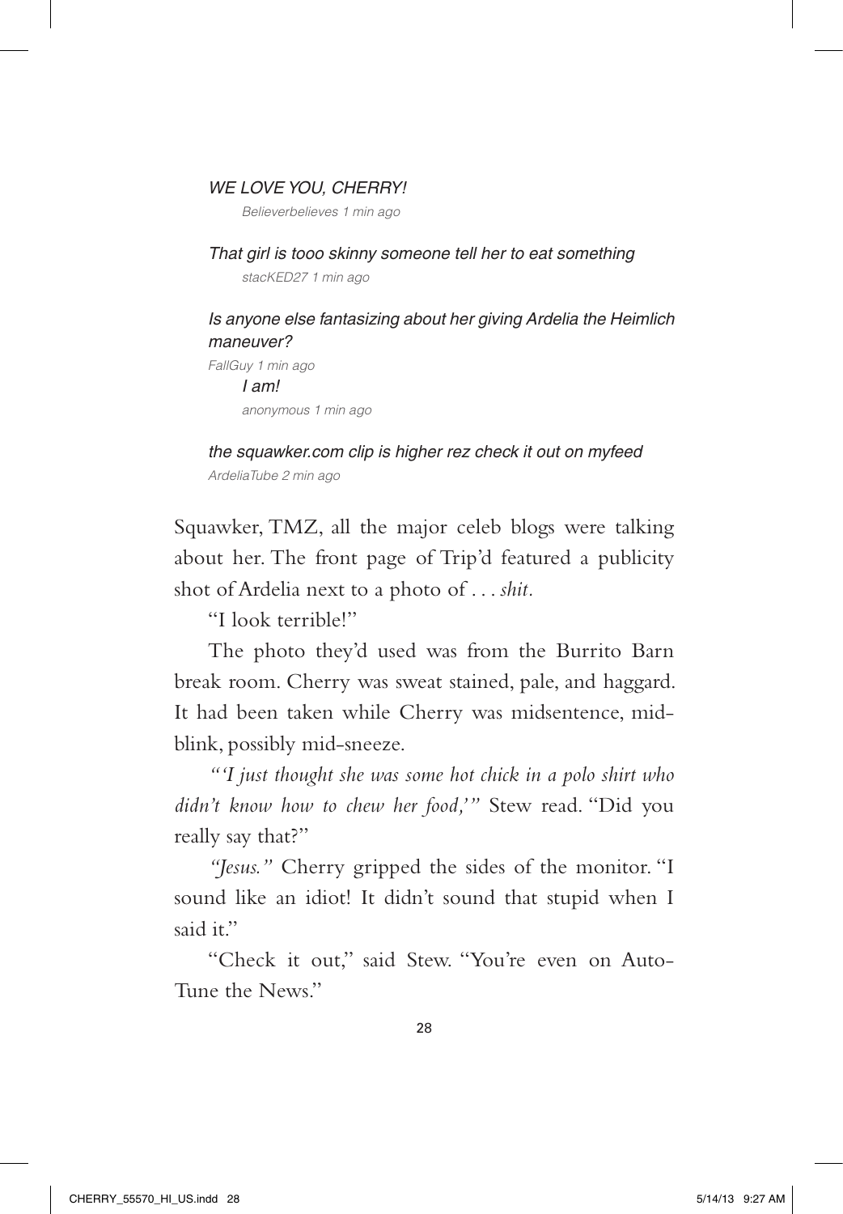*WE LOVE YOU, CHERRY!*
*Believerbelieves 1 min ago*

*That girl is tooo skinny someone tell her to eat something*
*stacKED27 1 min ago*

*Is anyone else fantasizing about her giving Ardelia the Heimlich maneuver?*
*FallGuy 1 min ago*
*I am!*
*anonymous 1 min ago*

*the squawker.com clip is higher rez check it out on myfeed*
*ArdeliaTube 2 min ago*

Squawker, TMZ, all the major celeb blogs were talking about her. The front page of Trip'd featured a publicity shot of Ardelia next to a photo of . . . *shit.*

"I look terrible!"

The photo they'd used was from the Burrito Barn break room. Cherry was sweat stained, pale, and haggard. It had been taken while Cherry was midsentence, mid-blink, possibly mid-sneeze.

*"'I just thought she was some hot chick in a polo shirt who didn't know how to chew her food,'"* Stew read. "Did you really say that?"

*"Jesus."* Cherry gripped the sides of the monitor. "I sound like an idiot! It didn't sound that stupid when I said it."

"Check it out," said Stew. "You're even on Auto-Tune the News."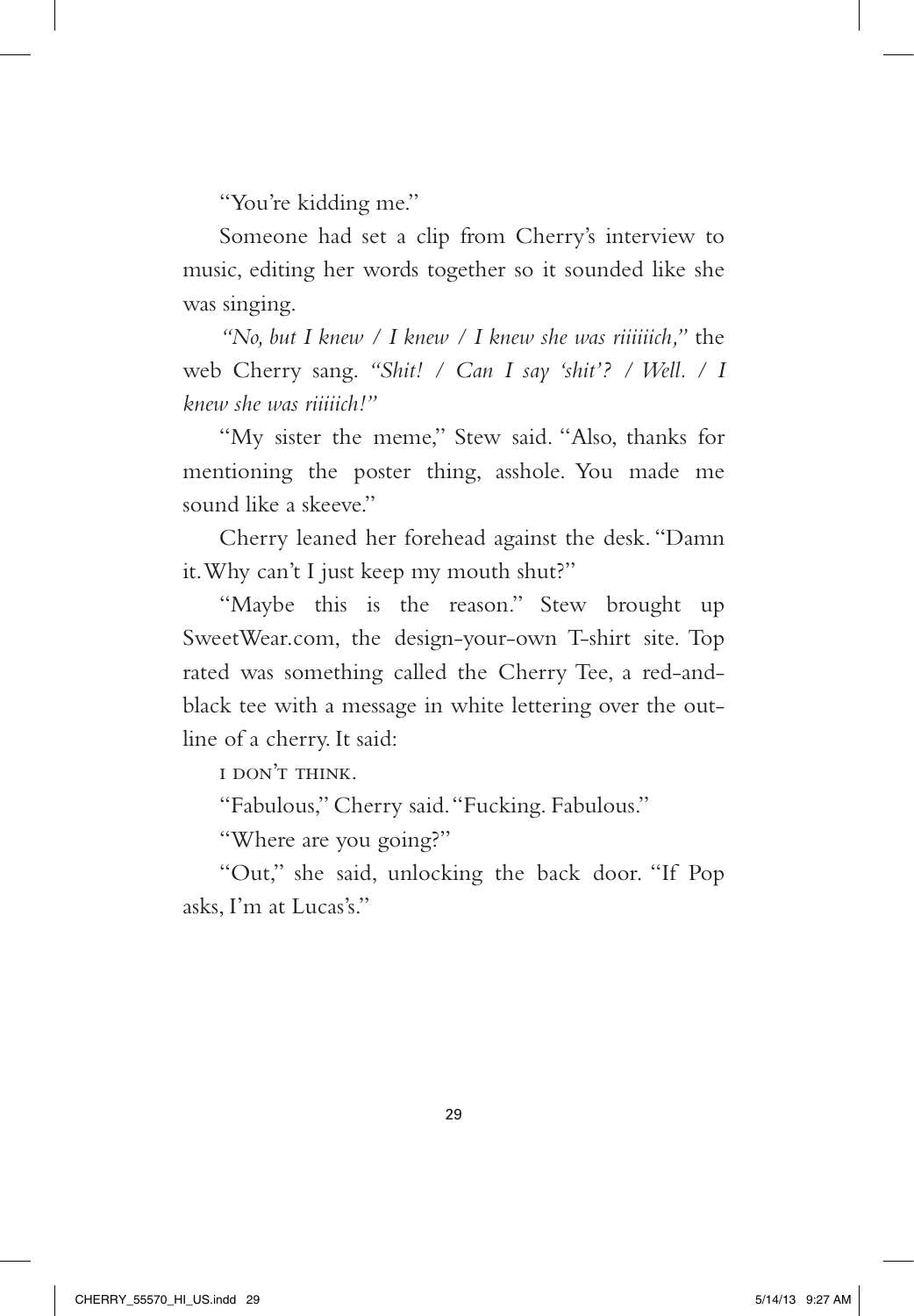"You're kidding me."

Someone had set a clip from Cherry's interview to music, editing her words together so it sounded like she was singing.

*"No, but I knew / I knew / I knew she was riiiiiich,"* the web Cherry sang. *"Shit! / Can I say 'shit'? / Well. / I knew she was riiiiich!"*

"My sister the meme," Stew said. "Also, thanks for mentioning the poster thing, asshole. You made me sound like a skeeve."

Cherry leaned her forehead against the desk. "Damn it. Why can't I just keep my mouth shut?"

"Maybe this is the reason." Stew brought up SweetWear.com, the design-your-own T-shirt site. Top rated was something called the Cherry Tee, a red-and-black tee with a message in white lettering over the outline of a cherry. It said:

I DON'T THINK.

"Fabulous," Cherry said. "Fucking. Fabulous."

"Where are you going?"

"Out," she said, unlocking the back door. "If Pop asks, I'm at Lucas's."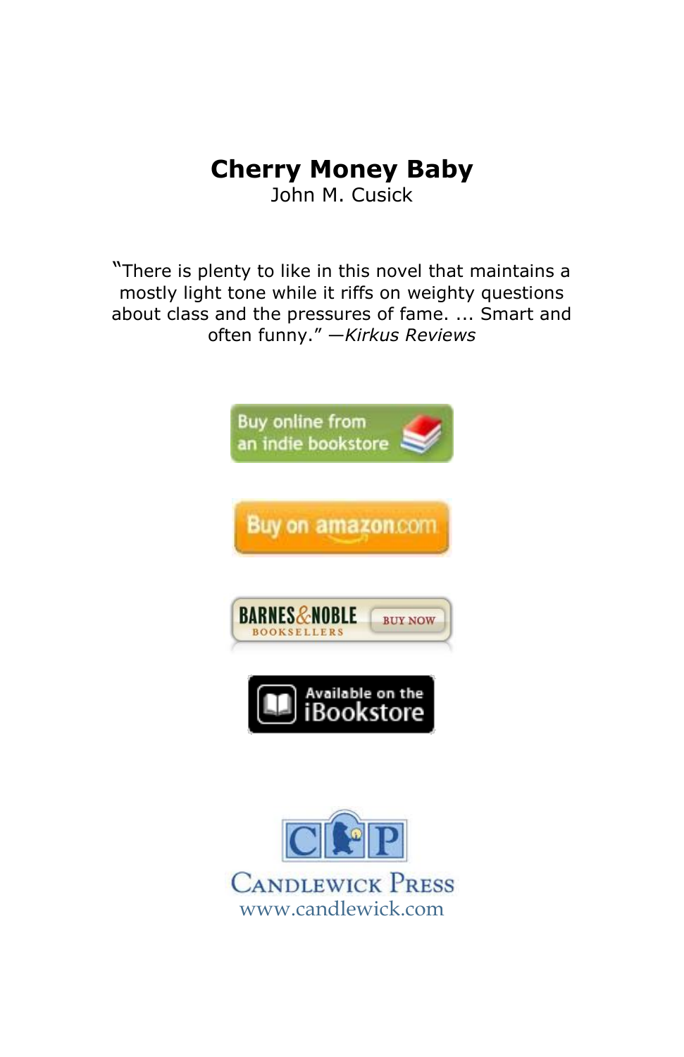# Cherry Money Baby

John M. Cusick

"There is plenty to like in this novel that maintains a mostly light tone while it riffs on weighty questions about class and the pressures of fame. ... Smart and often funny." —*Kirkus Reviews*

Buy online from an indie bookstore

Buy on amazon.com

BARNES & NOBLE BOOKSELLERS BUY NOW

Available on the iBookstore

Candlewick Press
www.candlewick.com